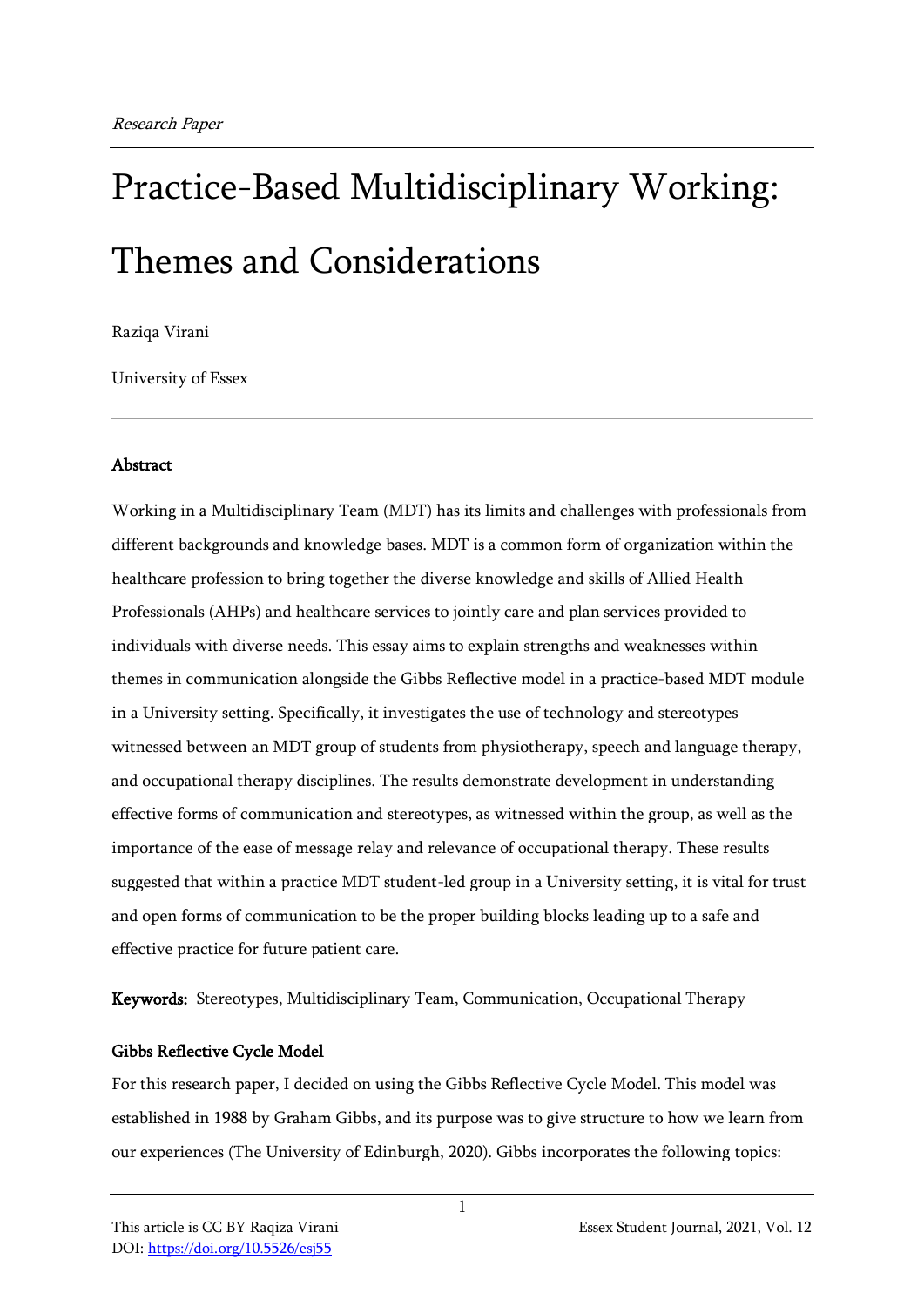*Research Paper*

# Practice-Based Multidisciplinary Working: Themes and Considerations

Raziqa Virani

University of Essex

---

**Abstract**

Working in a Multidisciplinary Team (MDT) has its limits and challenges with professionals from different backgrounds and knowledge bases. MDT is a common form of organization within the healthcare profession to bring together the diverse knowledge and skills of Allied Health Professionals (AHPs) and healthcare services to jointly care and plan services provided to individuals with diverse needs. This essay aims to explain strengths and weaknesses within themes in communication alongside the Gibbs Reflective model in a practice-based MDT module in a University setting. Specifically, it investigates the use of technology and stereotypes witnessed between an MDT group of students from physiotherapy, speech and language therapy, and occupational therapy disciplines. The results demonstrate development in understanding effective forms of communication and stereotypes, as witnessed within the group, as well as the importance of the ease of message relay and relevance of occupational therapy. These results suggested that within a practice MDT student-led group in a University setting, it is vital for trust and open forms of communication to be the proper building blocks leading up to a safe and effective practice for future patient care.

**Keywords:** Stereotypes, Multidisciplinary Team, Communication, Occupational Therapy

**Gibbs Reflective Cycle Model**

For this research paper, I decided on using the Gibbs Reflective Cycle Model. This model was established in 1988 by Graham Gibbs, and its purpose was to give structure to how we learn from our experiences (The University of Edinburgh, 2020). Gibbs incorporates the following topics:

This article is CC BY Raqiza Virani

DOI: https://doi.org/10.5526/esj55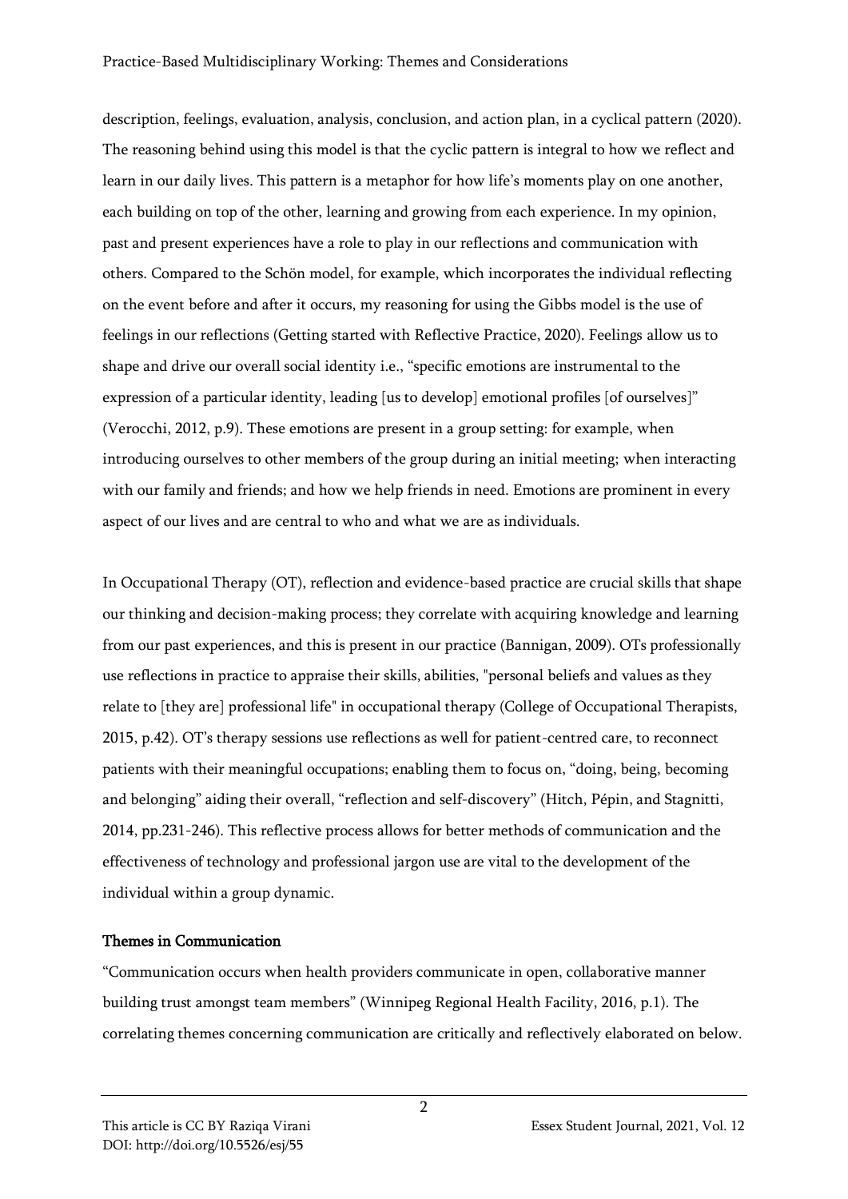description, feelings, evaluation, analysis, conclusion, and action plan, in a cyclical pattern (2020). The reasoning behind using this model is that the cyclic pattern is integral to how we reflect and learn in our daily lives. This pattern is a metaphor for how life's moments play on one another, each building on top of the other, learning and growing from each experience. In my opinion, past and present experiences have a role to play in our reflections and communication with others. Compared to the Schön model, for example, which incorporates the individual reflecting on the event before and after it occurs, my reasoning for using the Gibbs model is the use of feelings in our reflections (Getting started with Reflective Practice, 2020). Feelings allow us to shape and drive our overall social identity i.e., "specific emotions are instrumental to the expression of a particular identity, leading [us to develop] emotional profiles [of ourselves]" (Verocchi, 2012, p.9). These emotions are present in a group setting: for example, when introducing ourselves to other members of the group during an initial meeting; when interacting with our family and friends; and how we help friends in need. Emotions are prominent in every aspect of our lives and are central to who and what we are as individuals.

In Occupational Therapy (OT), reflection and evidence-based practice are crucial skills that shape our thinking and decision-making process; they correlate with acquiring knowledge and learning from our past experiences, and this is present in our practice (Bannigan, 2009). OTs professionally use reflections in practice to appraise their skills, abilities, "personal beliefs and values as they relate to [they are] professional life" in occupational therapy (College of Occupational Therapists, 2015, p.42). OT's therapy sessions use reflections as well for patient-centred care, to reconnect patients with their meaningful occupations; enabling them to focus on, "doing, being, becoming and belonging" aiding their overall, "reflection and self-discovery" (Hitch, Pépin, and Stagnitti, 2014, pp.231-246). This reflective process allows for better methods of communication and the effectiveness of technology and professional jargon use are vital to the development of the individual within a group dynamic.

### Themes in Communication

"Communication occurs when health providers communicate in open, collaborative manner building trust amongst team members" (Winnipeg Regional Health Facility, 2016, p.1). The correlating themes concerning communication are critically and reflectively elaborated on below.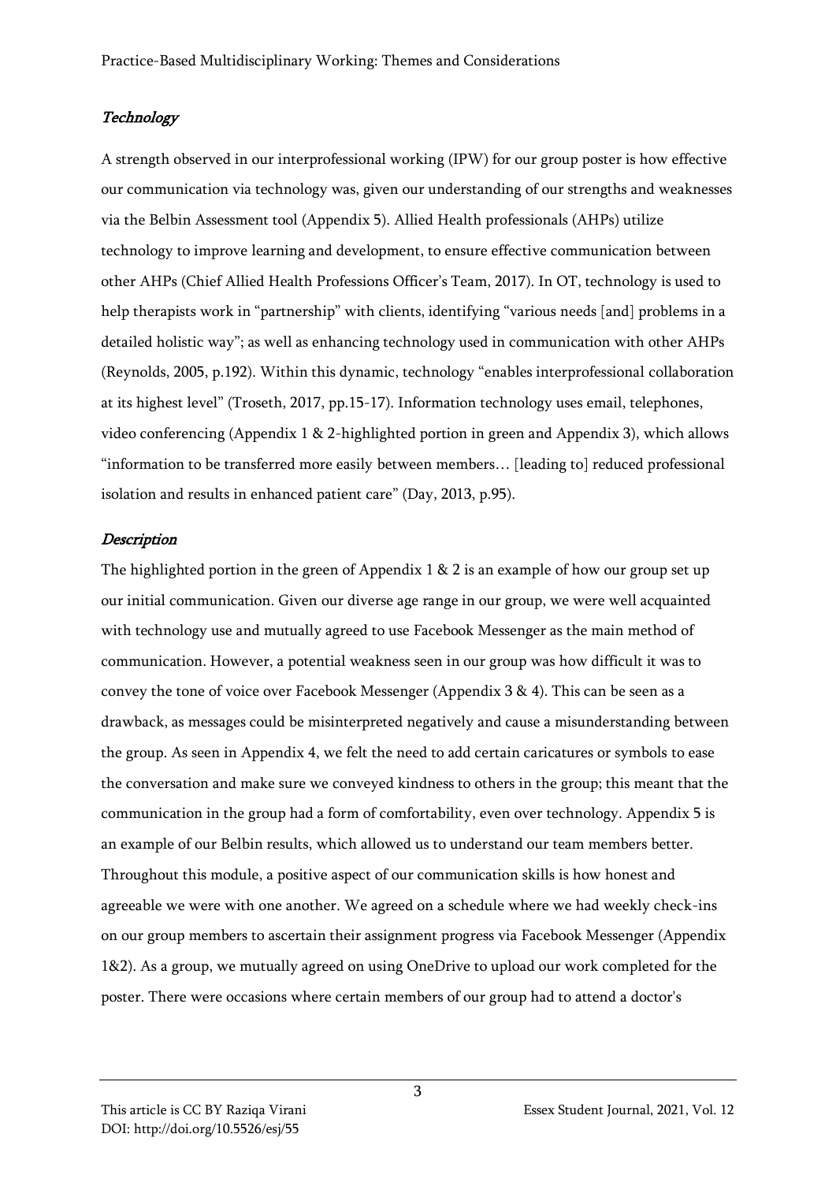### *Technology*

A strength observed in our interprofessional working (IPW) for our group poster is how effective our communication via technology was, given our understanding of our strengths and weaknesses via the Belbin Assessment tool (Appendix 5). Allied Health professionals (AHPs) utilize technology to improve learning and development, to ensure effective communication between other AHPs (Chief Allied Health Professions Officer's Team, 2017). In OT, technology is used to help therapists work in "partnership" with clients, identifying "various needs [and] problems in a detailed holistic way"; as well as enhancing technology used in communication with other AHPs (Reynolds, 2005, p.192). Within this dynamic, technology "enables interprofessional collaboration at its highest level" (Troseth, 2017, pp.15-17). Information technology uses email, telephones, video conferencing (Appendix 1 & 2-highlighted portion in green and Appendix 3), which allows "information to be transferred more easily between members… [leading to] reduced professional isolation and results in enhanced patient care" (Day, 2013, p.95).

### *Description*

The highlighted portion in the green of Appendix 1 & 2 is an example of how our group set up our initial communication. Given our diverse age range in our group, we were well acquainted with technology use and mutually agreed to use Facebook Messenger as the main method of communication. However, a potential weakness seen in our group was how difficult it was to convey the tone of voice over Facebook Messenger (Appendix 3 & 4). This can be seen as a drawback, as messages could be misinterpreted negatively and cause a misunderstanding between the group. As seen in Appendix 4, we felt the need to add certain caricatures or symbols to ease the conversation and make sure we conveyed kindness to others in the group; this meant that the communication in the group had a form of comfortability, even over technology. Appendix 5 is an example of our Belbin results, which allowed us to understand our team members better. Throughout this module, a positive aspect of our communication skills is how honest and agreeable we were with one another. We agreed on a schedule where we had weekly check-ins on our group members to ascertain their assignment progress via Facebook Messenger (Appendix 1&2). As a group, we mutually agreed on using OneDrive to upload our work completed for the poster. There were occasions where certain members of our group had to attend a doctor's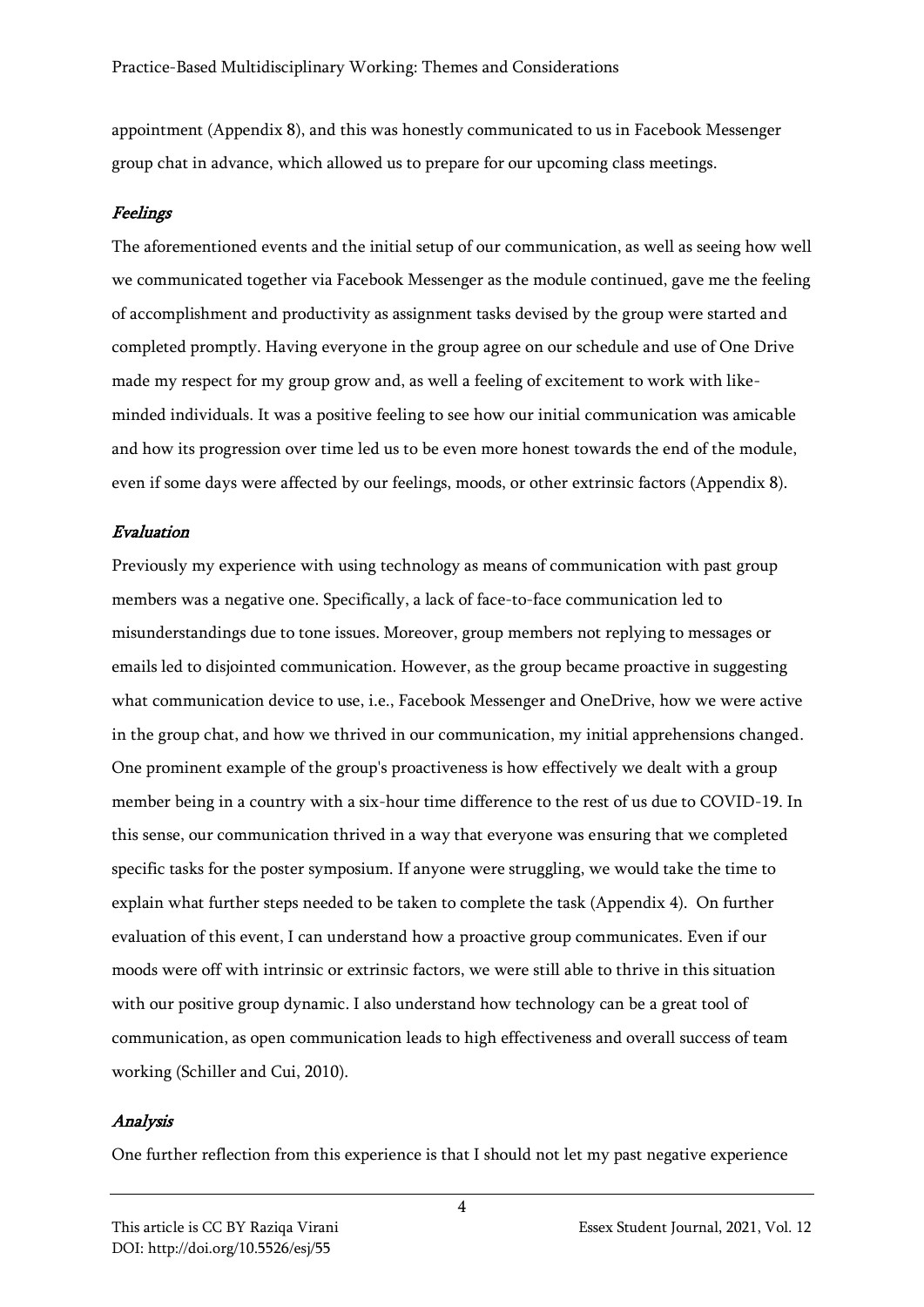appointment (Appendix 8), and this was honestly communicated to us in Facebook Messenger group chat in advance, which allowed us to prepare for our upcoming class meetings.

### *Feelings*

The aforementioned events and the initial setup of our communication, as well as seeing how well we communicated together via Facebook Messenger as the module continued, gave me the feeling of accomplishment and productivity as assignment tasks devised by the group were started and completed promptly. Having everyone in the group agree on our schedule and use of One Drive made my respect for my group grow and, as well a feeling of excitement to work with like-minded individuals. It was a positive feeling to see how our initial communication was amicable and how its progression over time led us to be even more honest towards the end of the module, even if some days were affected by our feelings, moods, or other extrinsic factors (Appendix 8).

### *Evaluation*

Previously my experience with using technology as means of communication with past group members was a negative one. Specifically, a lack of face-to-face communication led to misunderstandings due to tone issues. Moreover, group members not replying to messages or emails led to disjointed communication. However, as the group became proactive in suggesting what communication device to use, i.e., Facebook Messenger and OneDrive, how we were active in the group chat, and how we thrived in our communication, my initial apprehensions changed. One prominent example of the group's proactiveness is how effectively we dealt with a group member being in a country with a six-hour time difference to the rest of us due to COVID-19. In this sense, our communication thrived in a way that everyone was ensuring that we completed specific tasks for the poster symposium. If anyone were struggling, we would take the time to explain what further steps needed to be taken to complete the task (Appendix 4). On further evaluation of this event, I can understand how a proactive group communicates. Even if our moods were off with intrinsic or extrinsic factors, we were still able to thrive in this situation with our positive group dynamic. I also understand how technology can be a great tool of communication, as open communication leads to high effectiveness and overall success of team working (Schiller and Cui, 2010).

### *Analysis*

One further reflection from this experience is that I should not let my past negative experience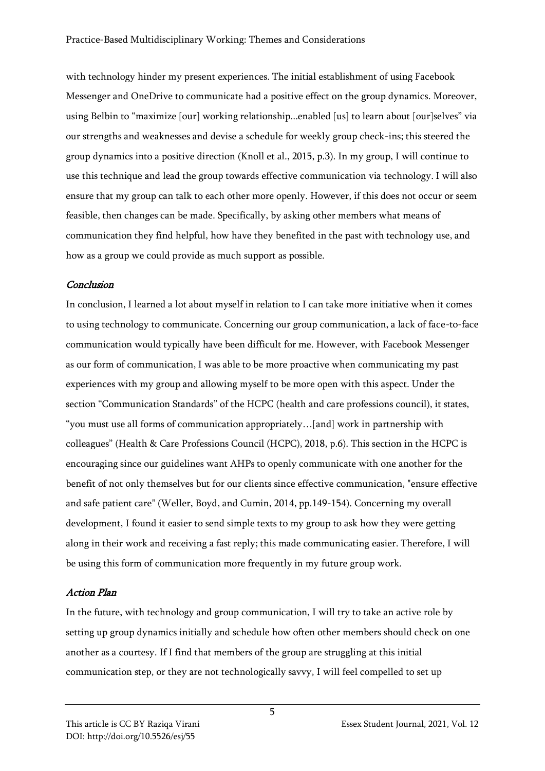with technology hinder my present experiences. The initial establishment of using Facebook Messenger and OneDrive to communicate had a positive effect on the group dynamics. Moreover, using Belbin to "maximize [our] working relationship...enabled [us] to learn about [our]selves" via our strengths and weaknesses and devise a schedule for weekly group check-ins; this steered the group dynamics into a positive direction (Knoll et al., 2015, p.3). In my group, I will continue to use this technique and lead the group towards effective communication via technology. I will also ensure that my group can talk to each other more openly. However, if this does not occur or seem feasible, then changes can be made. Specifically, by asking other members what means of communication they find helpful, how have they benefited in the past with technology use, and how as a group we could provide as much support as possible.

### *Conclusion*

In conclusion, I learned a lot about myself in relation to I can take more initiative when it comes to using technology to communicate. Concerning our group communication, a lack of face-to-face communication would typically have been difficult for me. However, with Facebook Messenger as our form of communication, I was able to be more proactive when communicating my past experiences with my group and allowing myself to be more open with this aspect. Under the section "Communication Standards" of the HCPC (health and care professions council), it states, "you must use all forms of communication appropriately…[and] work in partnership with colleagues" (Health & Care Professions Council (HCPC), 2018, p.6). This section in the HCPC is encouraging since our guidelines want AHPs to openly communicate with one another for the benefit of not only themselves but for our clients since effective communication, "ensure effective and safe patient care" (Weller, Boyd, and Cumin, 2014, pp.149-154). Concerning my overall development, I found it easier to send simple texts to my group to ask how they were getting along in their work and receiving a fast reply; this made communicating easier. Therefore, I will be using this form of communication more frequently in my future group work.

### *Action Plan*

In the future, with technology and group communication, I will try to take an active role by setting up group dynamics initially and schedule how often other members should check on one another as a courtesy. If I find that members of the group are struggling at this initial communication step, or they are not technologically savvy, I will feel compelled to set up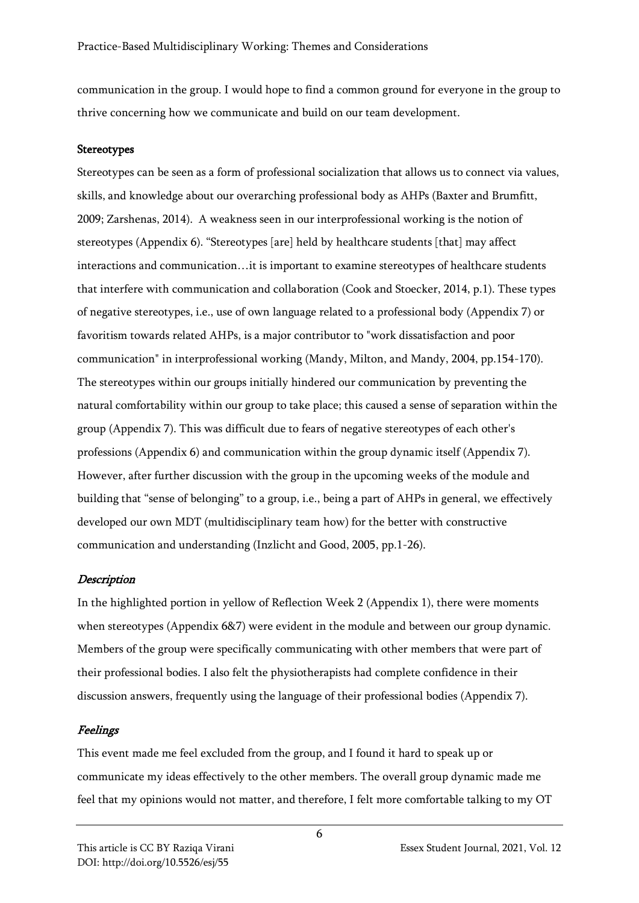communication in the group. I would hope to find a common ground for everyone in the group to thrive concerning how we communicate and build on our team development.

### Stereotypes

Stereotypes can be seen as a form of professional socialization that allows us to connect via values, skills, and knowledge about our overarching professional body as AHPs (Baxter and Brumfitt, 2009; Zarshenas, 2014). A weakness seen in our interprofessional working is the notion of stereotypes (Appendix 6). "Stereotypes [are] held by healthcare students [that] may affect interactions and communication…it is important to examine stereotypes of healthcare students that interfere with communication and collaboration (Cook and Stoecker, 2014, p.1). These types of negative stereotypes, i.e., use of own language related to a professional body (Appendix 7) or favoritism towards related AHPs, is a major contributor to "work dissatisfaction and poor communication" in interprofessional working (Mandy, Milton, and Mandy, 2004, pp.154-170). The stereotypes within our groups initially hindered our communication by preventing the natural comfortability within our group to take place; this caused a sense of separation within the group (Appendix 7). This was difficult due to fears of negative stereotypes of each other's professions (Appendix 6) and communication within the group dynamic itself (Appendix 7). However, after further discussion with the group in the upcoming weeks of the module and building that "sense of belonging" to a group, i.e., being a part of AHPs in general, we effectively developed our own MDT (multidisciplinary team how) for the better with constructive communication and understanding (Inzlicht and Good, 2005, pp.1-26).

#### *Description*

In the highlighted portion in yellow of Reflection Week 2 (Appendix 1), there were moments when stereotypes (Appendix 6&7) were evident in the module and between our group dynamic. Members of the group were specifically communicating with other members that were part of their professional bodies. I also felt the physiotherapists had complete confidence in their discussion answers, frequently using the language of their professional bodies (Appendix 7).

#### *Feelings*

This event made me feel excluded from the group, and I found it hard to speak up or communicate my ideas effectively to the other members. The overall group dynamic made me feel that my opinions would not matter, and therefore, I felt more comfortable talking to my OT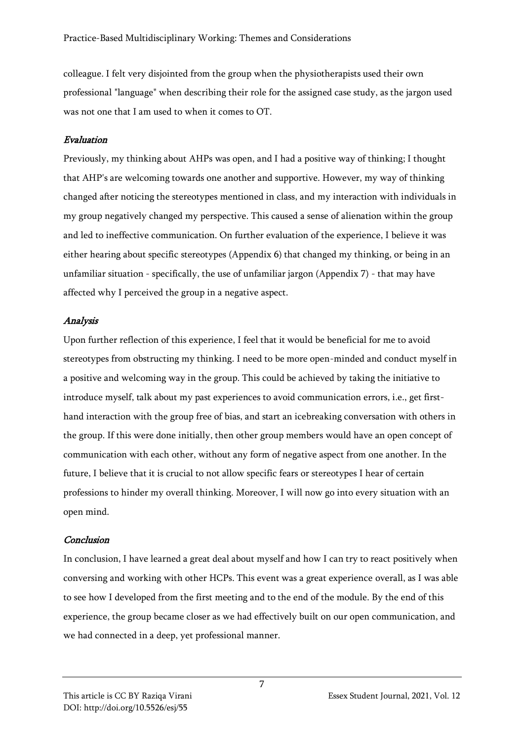colleague. I felt very disjointed from the group when the physiotherapists used their own professional "language" when describing their role for the assigned case study, as the jargon used was not one that I am used to when it comes to OT.

### *Evaluation*

Previously, my thinking about AHPs was open, and I had a positive way of thinking; I thought that AHP's are welcoming towards one another and supportive. However, my way of thinking changed after noticing the stereotypes mentioned in class, and my interaction with individuals in my group negatively changed my perspective. This caused a sense of alienation within the group and led to ineffective communication. On further evaluation of the experience, I believe it was either hearing about specific stereotypes (Appendix 6) that changed my thinking, or being in an unfamiliar situation - specifically, the use of unfamiliar jargon (Appendix 7) - that may have affected why I perceived the group in a negative aspect.

### *Analysis*

Upon further reflection of this experience, I feel that it would be beneficial for me to avoid stereotypes from obstructing my thinking. I need to be more open-minded and conduct myself in a positive and welcoming way in the group. This could be achieved by taking the initiative to introduce myself, talk about my past experiences to avoid communication errors, i.e., get first-hand interaction with the group free of bias, and start an icebreaking conversation with others in the group. If this were done initially, then other group members would have an open concept of communication with each other, without any form of negative aspect from one another. In the future, I believe that it is crucial to not allow specific fears or stereotypes I hear of certain professions to hinder my overall thinking. Moreover, I will now go into every situation with an open mind.

### *Conclusion*

In conclusion, I have learned a great deal about myself and how I can try to react positively when conversing and working with other HCPs. This event was a great experience overall, as I was able to see how I developed from the first meeting and to the end of the module. By the end of this experience, the group became closer as we had effectively built on our open communication, and we had connected in a deep, yet professional manner.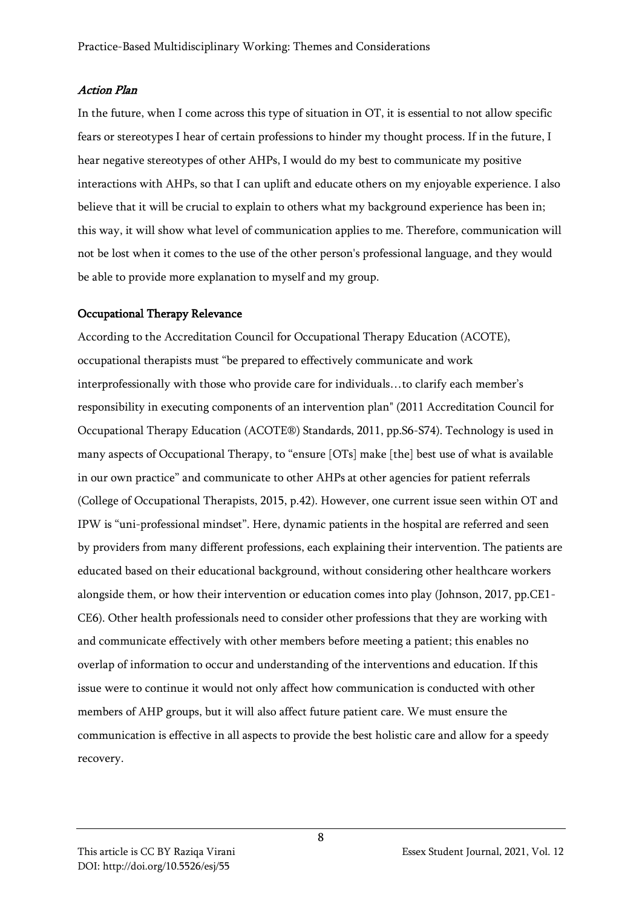### *Action Plan*

In the future, when I come across this type of situation in OT, it is essential to not allow specific fears or stereotypes I hear of certain professions to hinder my thought process. If in the future, I hear negative stereotypes of other AHPs, I would do my best to communicate my positive interactions with AHPs, so that I can uplift and educate others on my enjoyable experience. I also believe that it will be crucial to explain to others what my background experience has been in; this way, it will show what level of communication applies to me. Therefore, communication will not be lost when it comes to the use of the other person's professional language, and they would be able to provide more explanation to myself and my group.

### Occupational Therapy Relevance

According to the Accreditation Council for Occupational Therapy Education (ACOTE), occupational therapists must "be prepared to effectively communicate and work interprofessionally with those who provide care for individuals…to clarify each member's responsibility in executing components of an intervention plan" (2011 Accreditation Council for Occupational Therapy Education (ACOTE®) Standards, 2011, pp.S6-S74). Technology is used in many aspects of Occupational Therapy, to "ensure [OTs] make [the] best use of what is available in our own practice" and communicate to other AHPs at other agencies for patient referrals (College of Occupational Therapists, 2015, p.42). However, one current issue seen within OT and IPW is "uni-professional mindset". Here, dynamic patients in the hospital are referred and seen by providers from many different professions, each explaining their intervention. The patients are educated based on their educational background, without considering other healthcare workers alongside them, or how their intervention or education comes into play (Johnson, 2017, pp.CE1-CE6). Other health professionals need to consider other professions that they are working with and communicate effectively with other members before meeting a patient; this enables no overlap of information to occur and understanding of the interventions and education. If this issue were to continue it would not only affect how communication is conducted with other members of AHP groups, but it will also affect future patient care. We must ensure the communication is effective in all aspects to provide the best holistic care and allow for a speedy recovery.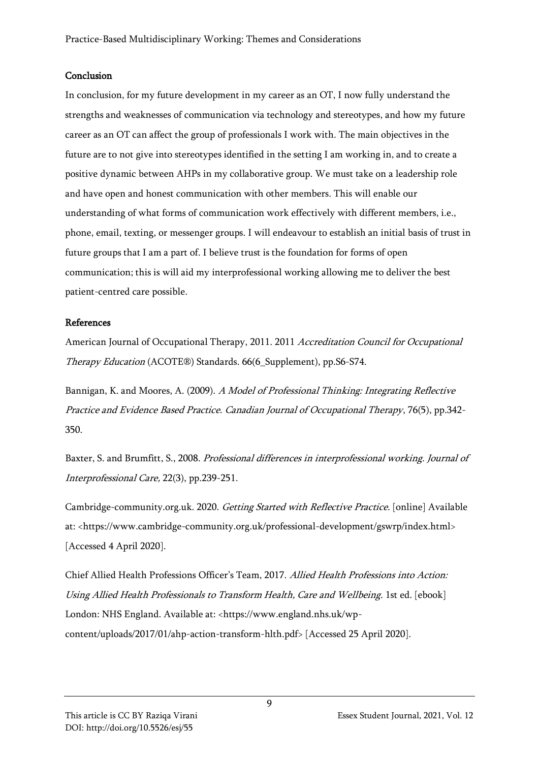**Conclusion**

In conclusion, for my future development in my career as an OT, I now fully understand the strengths and weaknesses of communication via technology and stereotypes, and how my future career as an OT can affect the group of professionals I work with. The main objectives in the future are to not give into stereotypes identified in the setting I am working in, and to create a positive dynamic between AHPs in my collaborative group. We must take on a leadership role and have open and honest communication with other members. This will enable our understanding of what forms of communication work effectively with different members, i.e., phone, email, texting, or messenger groups. I will endeavour to establish an initial basis of trust in future groups that I am a part of. I believe trust is the foundation for forms of open communication; this is will aid my interprofessional working allowing me to deliver the best patient-centred care possible.

**References**

American Journal of Occupational Therapy, 2011. 2011 *Accreditation Council for Occupational Therapy Education* (ACOTE®) Standards. 66(6_Supplement), pp.S6-S74.

Bannigan, K. and Moores, A. (2009). *A Model of Professional Thinking: Integrating Reflective Practice and Evidence Based Practice. Canadian Journal of Occupational Therapy*, 76(5), pp.342-350.

Baxter, S. and Brumfitt, S., 2008. *Professional differences in interprofessional working. Journal of Interprofessional Care,* 22(3), pp.239-251.

Cambridge-community.org.uk. 2020. *Getting Started with Reflective Practice*. [online] Available at: <https://www.cambridge-community.org.uk/professional-development/gswrp/index.html> [Accessed 4 April 2020].

Chief Allied Health Professions Officer's Team, 2017. *Allied Health Professions into Action: Using Allied Health Professionals to Transform Health, Care and Wellbeing*. 1st ed. [ebook] London: NHS England. Available at: <https://www.england.nhs.uk/wp-content/uploads/2017/01/ahp-action-transform-hlth.pdf> [Accessed 25 April 2020].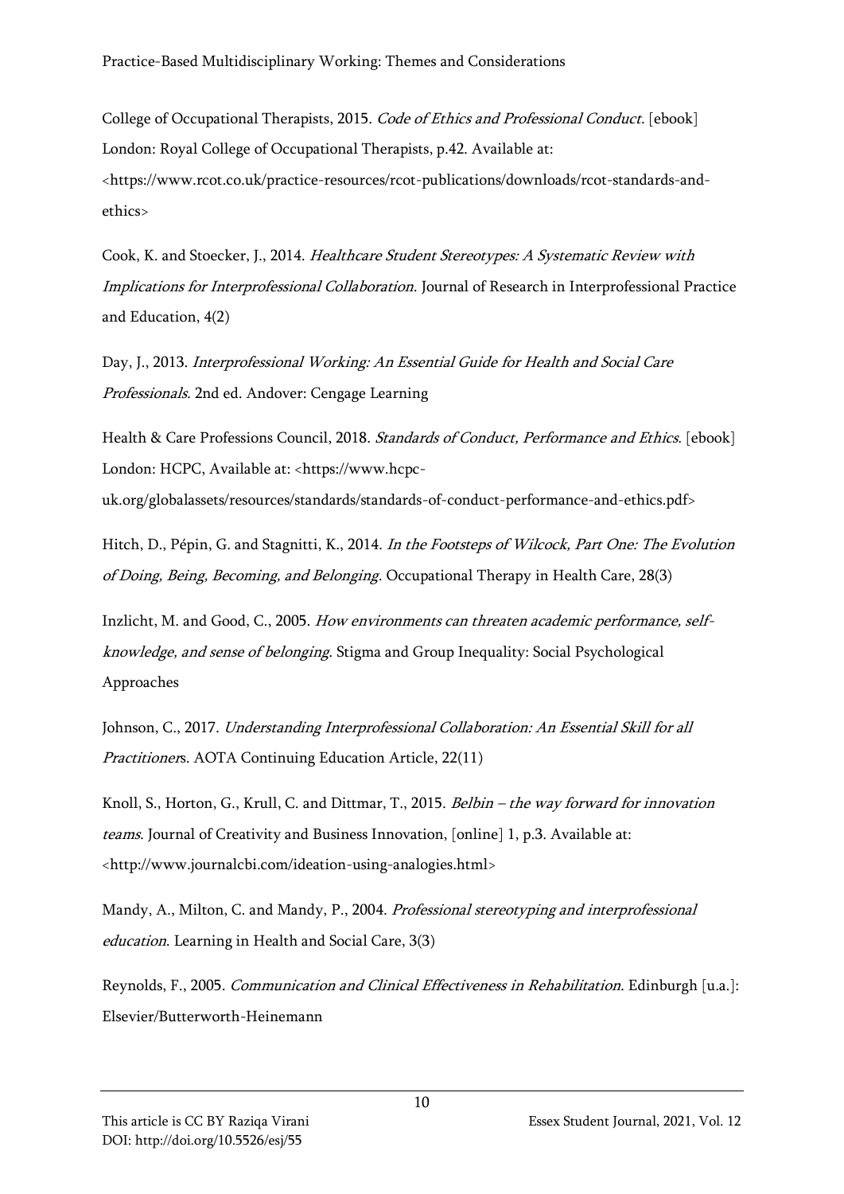College of Occupational Therapists, 2015. *Code of Ethics and Professional Conduct*. [ebook] London: Royal College of Occupational Therapists, p.42. Available at: <https://www.rcot.co.uk/practice-resources/rcot-publications/downloads/rcot-standards-and-ethics>

Cook, K. and Stoecker, J., 2014. *Healthcare Student Stereotypes: A Systematic Review with Implications for Interprofessional Collaboration*. Journal of Research in Interprofessional Practice and Education, 4(2)

Day, J., 2013. *Interprofessional Working: An Essential Guide for Health and Social Care Professionals*. 2nd ed. Andover: Cengage Learning

Health & Care Professions Council, 2018. *Standards of Conduct, Performance and Ethics*. [ebook] London: HCPC, Available at: <https://www.hcpc-uk.org/globalassets/resources/standards/standards-of-conduct-performance-and-ethics.pdf>

Hitch, D., Pépin, G. and Stagnitti, K., 2014. *In the Footsteps of Wilcock, Part One: The Evolution of Doing, Being, Becoming, and Belonging*. Occupational Therapy in Health Care, 28(3)

Inzlicht, M. and Good, C., 2005. *How environments can threaten academic performance, self-knowledge, and sense of belonging*. Stigma and Group Inequality: Social Psychological Approaches

Johnson, C., 2017. *Understanding Interprofessional Collaboration: An Essential Skill for all Practitioners*. AOTA Continuing Education Article, 22(11)

Knoll, S., Horton, G., Krull, C. and Dittmar, T., 2015. *Belbin – the way forward for innovation teams*. Journal of Creativity and Business Innovation, [online] 1, p.3. Available at: <http://www.journalcbi.com/ideation-using-analogies.html>

Mandy, A., Milton, C. and Mandy, P., 2004. *Professional stereotyping and interprofessional education*. Learning in Health and Social Care, 3(3)

Reynolds, F., 2005. *Communication and Clinical Effectiveness in Rehabilitation*. Edinburgh [u.a.]: Elsevier/Butterworth-Heinemann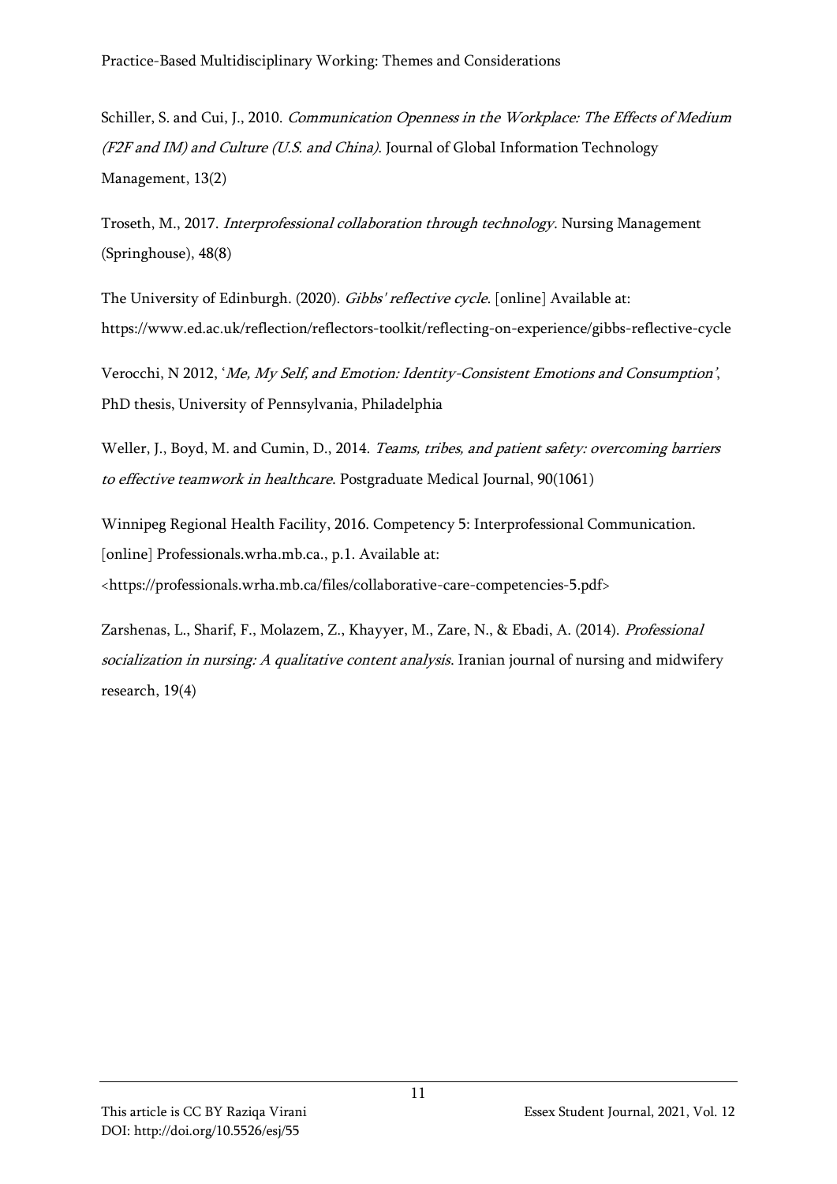Schiller, S. and Cui, J., 2010. *Communication Openness in the Workplace: The Effects of Medium (F2F and IM) and Culture (U.S. and China)*. Journal of Global Information Technology Management, 13(2)

Troseth, M., 2017. *Interprofessional collaboration through technology*. Nursing Management (Springhouse), 48(8)

The University of Edinburgh. (2020). *Gibbs' reflective cycle*. [online] Available at: https://www.ed.ac.uk/reflection/reflectors-toolkit/reflecting-on-experience/gibbs-reflective-cycle

Verocchi, N 2012, '*Me, My Self, and Emotion: Identity-Consistent Emotions and Consumption*', PhD thesis, University of Pennsylvania, Philadelphia

Weller, J., Boyd, M. and Cumin, D., 2014. *Teams, tribes, and patient safety: overcoming barriers to effective teamwork in healthcare*. Postgraduate Medical Journal, 90(1061)

Winnipeg Regional Health Facility, 2016. Competency 5: Interprofessional Communication. [online] Professionals.wrha.mb.ca., p.1. Available at: <https://professionals.wrha.mb.ca/files/collaborative-care-competencies-5.pdf>

Zarshenas, L., Sharif, F., Molazem, Z., Khayyer, M., Zare, N., & Ebadi, A. (2014). *Professional socialization in nursing: A qualitative content analysis*. Iranian journal of nursing and midwifery research, 19(4)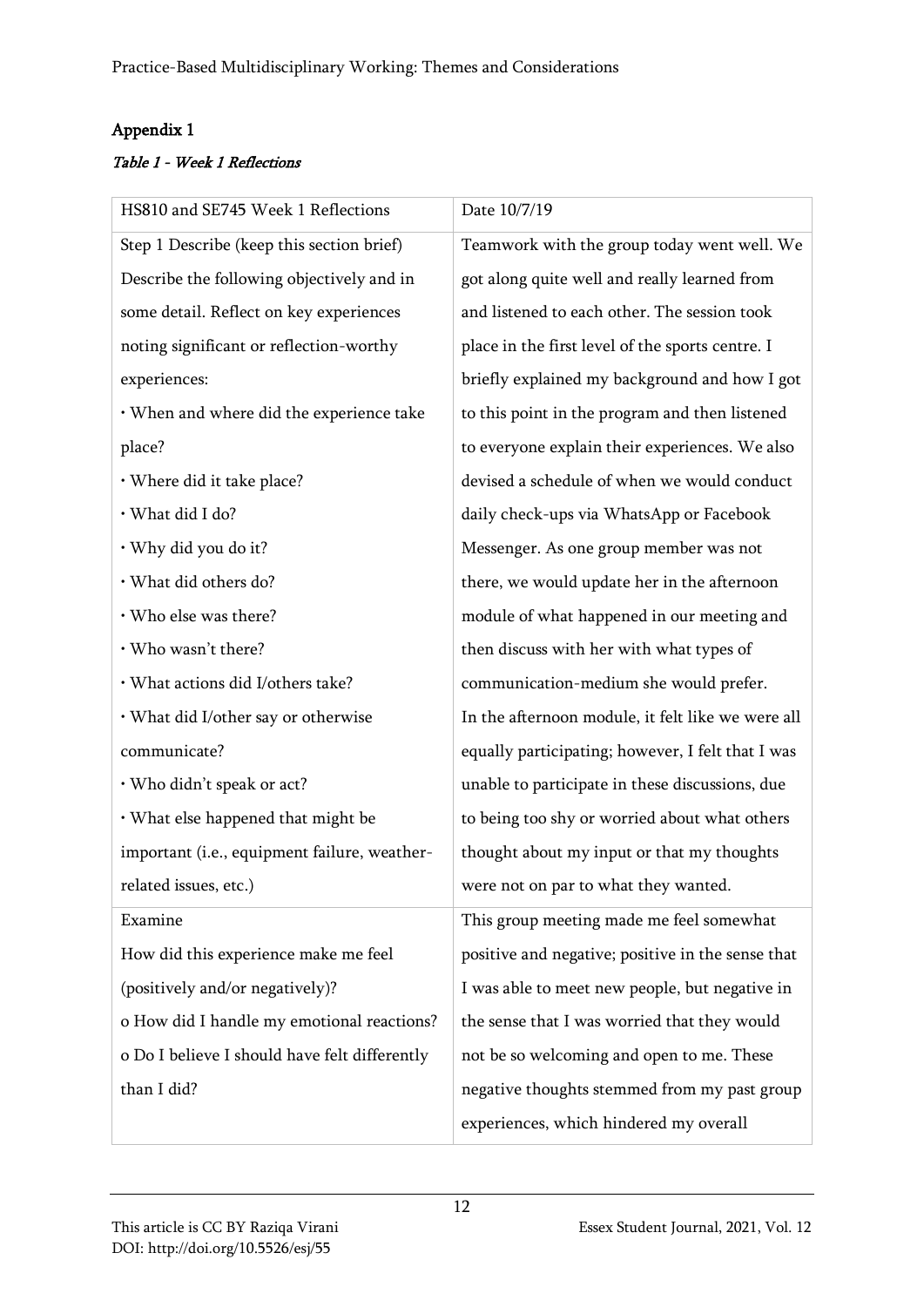## Appendix 1

### *Table 1 - Week 1 Reflections*

| HS810 and SE745 Week 1 Reflections | Date 10/7/19 |
|---|---|
| Step 1 Describe (keep this section brief)<br>Describe the following objectively and in some detail. Reflect on key experiences noting significant or reflection-worthy experiences:<br>• When and where did the experience take place?<br>• Where did it take place?<br>• What did I do?<br>• Why did you do it?<br>• What did others do?<br>• Who else was there?<br>• Who wasn't there?<br>• What actions did I/others take?<br>• What did I/other say or otherwise communicate?<br>• Who didn't speak or act?<br>• What else happened that might be important (i.e., equipment failure, weather-related issues, etc.) | Teamwork with the group today went well. We got along quite well and really learned from and listened to each other. The session took place in the first level of the sports centre. I briefly explained my background and how I got to this point in the program and then listened to everyone explain their experiences. We also devised a schedule of when we would conduct daily check-ups via WhatsApp or Facebook Messenger. As one group member was not there, we would update her in the afternoon module of what happened in our meeting and then discuss with her with what types of communication-medium she would prefer.<br>In the afternoon module, it felt like we were all equally participating; however, I felt that I was unable to participate in these discussions, due to being too shy or worried about what others thought about my input or that my thoughts were not on par to what they wanted. |
| Examine<br>How did this experience make me feel (positively and/or negatively)?<br>o How did I handle my emotional reactions?<br>o Do I believe I should have felt differently than I did? | This group meeting made me feel somewhat positive and negative; positive in the sense that I was able to meet new people, but negative in the sense that I was worried that they would not be so welcoming and open to me. These negative thoughts stemmed from my past group experiences, which hindered my overall |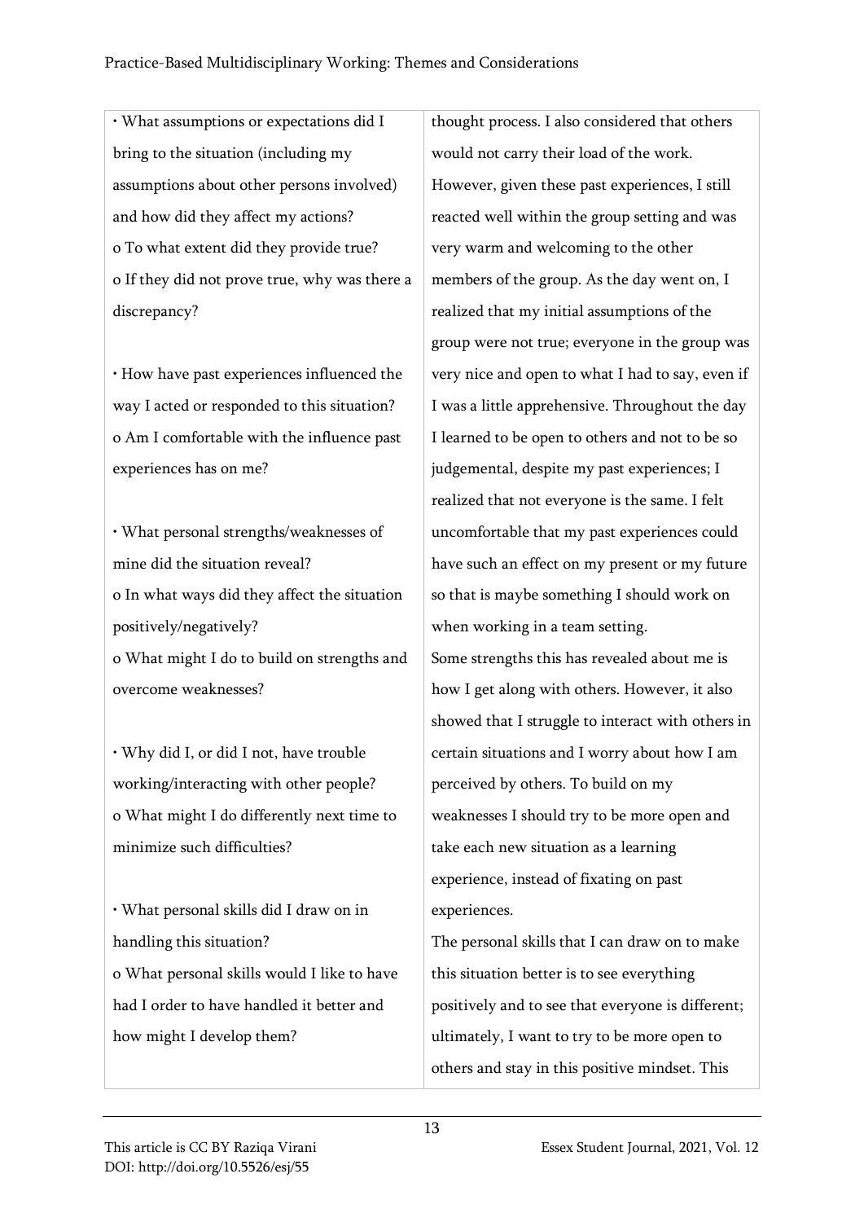| | |
|---|---|
| • What assumptions or expectations did I bring to the situation (including my assumptions about other persons involved) and how did they affect my actions?<br>o To what extent did they provide true?<br>o If they did not prove true, why was there a discrepancy?<br><br>• How have past experiences influenced the way I acted or responded to this situation?<br>o Am I comfortable with the influence past experiences has on me?<br><br>• What personal strengths/weaknesses of mine did the situation reveal?<br>o In what ways did they affect the situation positively/negatively?<br>o What might I do to build on strengths and overcome weaknesses?<br><br>• Why did I, or did I not, have trouble working/interacting with other people?<br>o What might I do differently next time to minimize such difficulties?<br><br>• What personal skills did I draw on in handling this situation?<br>o What personal skills would I like to have had I order to have handled it better and how might I develop them? | thought process. I also considered that others would not carry their load of the work. However, given these past experiences, I still reacted well within the group setting and was very warm and welcoming to the other members of the group. As the day went on, I realized that my initial assumptions of the group were not true; everyone in the group was very nice and open to what I had to say, even if I was a little apprehensive. Throughout the day I learned to be open to others and not to be so judgemental, despite my past experiences; I realized that not everyone is the same. I felt uncomfortable that my past experiences could have such an effect on my present or my future so that is maybe something I should work on when working in a team setting.<br>Some strengths this has revealed about me is how I get along with others. However, it also showed that I struggle to interact with others in certain situations and I worry about how I am perceived by others. To build on my weaknesses I should try to be more open and take each new situation as a learning experience, instead of fixating on past experiences.<br>The personal skills that I can draw on to make this situation better is to see everything positively and to see that everyone is different; ultimately, I want to try to be more open to others and stay in this positive mindset. This |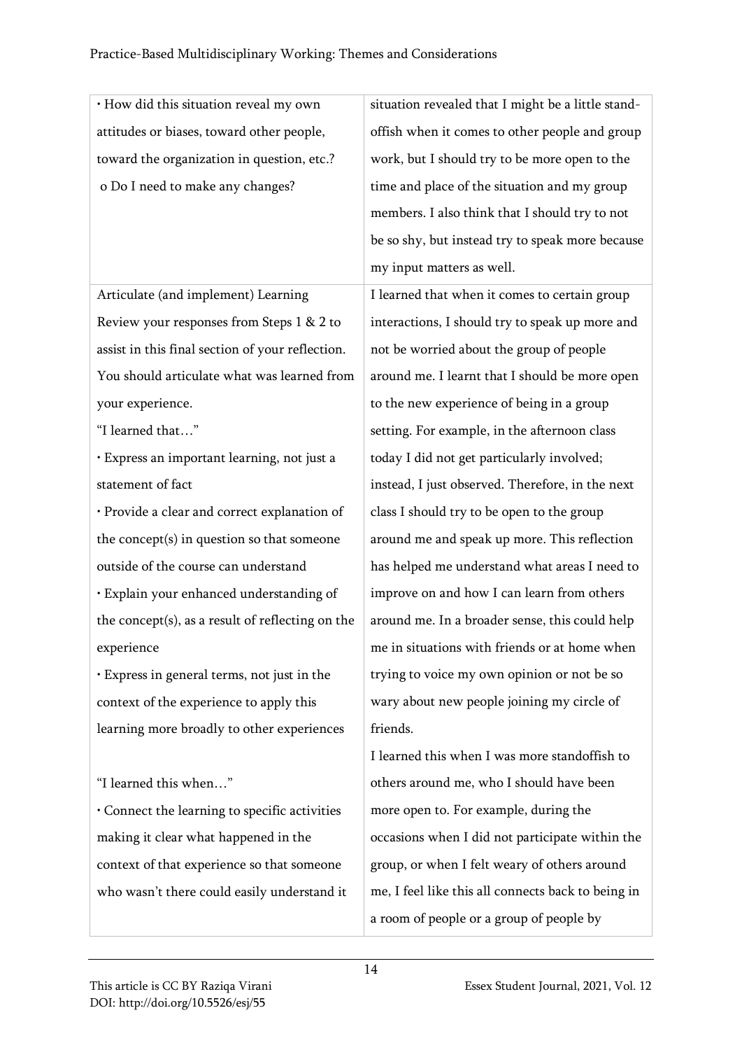| | |
|---|---|
| • How did this situation reveal my own attitudes or biases, toward other people, toward the organization in question, etc.?<br>o Do I need to make any changes? | situation revealed that I might be a little stand-offish when it comes to other people and group work, but I should try to be more open to the time and place of the situation and my group members. I also think that I should try to not be so shy, but instead try to speak more because my input matters as well. |
| Articulate (and implement) Learning<br>Review your responses from Steps 1 & 2 to assist in this final section of your reflection. You should articulate what was learned from your experience.<br>"I learned that…"<br>• Express an important learning, not just a statement of fact<br>• Provide a clear and correct explanation of the concept(s) in question so that someone outside of the course can understand<br>• Explain your enhanced understanding of the concept(s), as a result of reflecting on the experience<br>• Express in general terms, not just in the context of the experience to apply this learning more broadly to other experiences<br><br>"I learned this when…"<br>• Connect the learning to specific activities making it clear what happened in the context of that experience so that someone who wasn't there could easily understand it | I learned that when it comes to certain group interactions, I should try to speak up more and not be worried about the group of people around me. I learnt that I should be more open to the new experience of being in a group setting. For example, in the afternoon class today I did not get particularly involved; instead, I just observed. Therefore, in the next class I should try to be open to the group around me and speak up more. This reflection has helped me understand what areas I need to improve on and how I can learn from others around me. In a broader sense, this could help me in situations with friends or at home when trying to voice my own opinion or not be so wary about new people joining my circle of friends.<br>I learned this when I was more standoffish to others around me, who I should have been more open to. For example, during the occasions when I did not participate within the group, or when I felt weary of others around me, I feel like this all connects back to being in a room of people or a group of people by |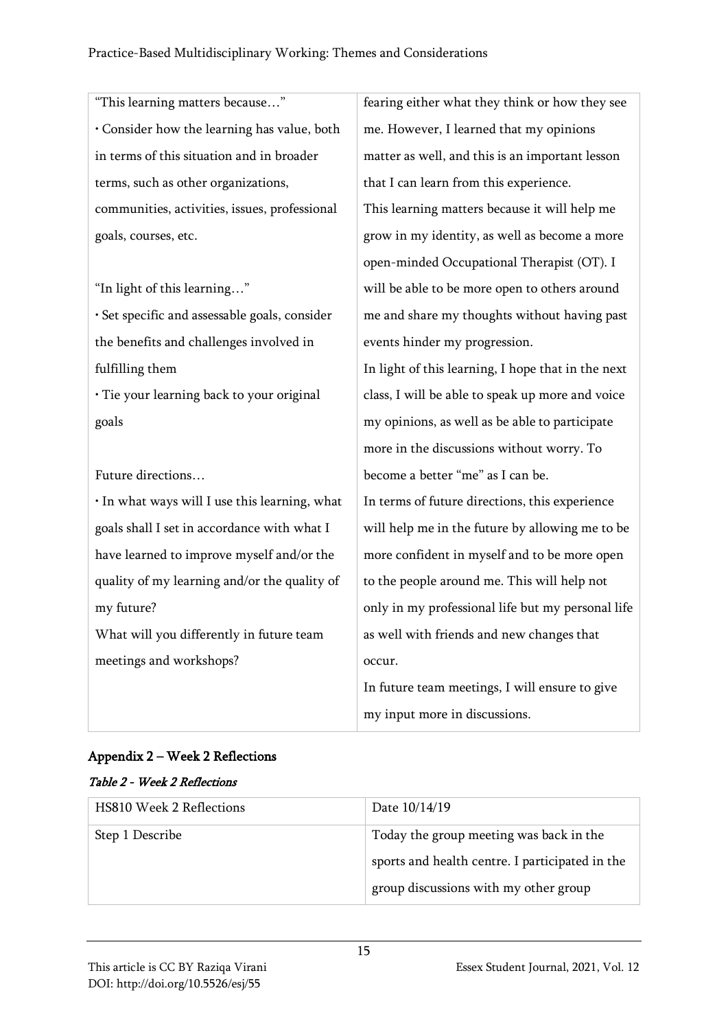| | |
|---|---|
| "This learning matters because…"<br>• Consider how the learning has value, both in terms of this situation and in broader terms, such as other organizations, communities, activities, issues, professional goals, courses, etc.<br><br>"In light of this learning…"<br>• Set specific and assessable goals, consider the benefits and challenges involved in fulfilling them<br>• Tie your learning back to your original goals<br><br>Future directions…<br>• In what ways will I use this learning, what goals shall I set in accordance with what I have learned to improve myself and/or the quality of my learning and/or the quality of my future?<br>What will you differently in future team meetings and workshops? | fearing either what they think or how they see me. However, I learned that my opinions matter as well, and this is an important lesson that I can learn from this experience.<br>This learning matters because it will help me grow in my identity, as well as become a more open-minded Occupational Therapist (OT). I will be able to be more open to others around me and share my thoughts without having past events hinder my progression.<br>In light of this learning, I hope that in the next class, I will be able to speak up more and voice my opinions, as well as be able to participate more in the discussions without worry. To become a better "me" as I can be.<br>In terms of future directions, this experience will help me in the future by allowing me to be more confident in myself and to be more open to the people around me. This will help not only in my professional life but my personal life as well with friends and new changes that occur.<br>In future team meetings, I will ensure to give my input more in discussions. |

## Appendix 2 – Week 2 Reflections

*Table 2 - Week 2 Reflections*

| HS810 Week 2 Reflections | Date 10/14/19 |
|---|---|
| Step 1 Describe | Today the group meeting was back in the sports and health centre. I participated in the group discussions with my other group |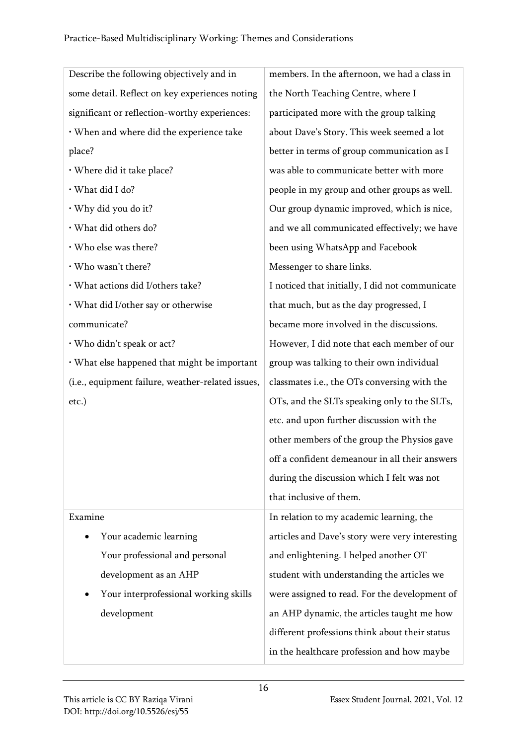| Describe the following objectively and in some detail. Reflect on key experiences noting significant or reflection-worthy experiences:<br>• When and where did the experience take place?<br>• Where did it take place?<br>• What did I do?<br>• Why did you do it?<br>• What did others do?<br>• Who else was there?<br>• Who wasn't there?<br>• What actions did I/others take?<br>• What did I/other say or otherwise communicate?<br>• Who didn't speak or act?<br>• What else happened that might be important (i.e., equipment failure, weather-related issues, etc.) | members. In the afternoon, we had a class in the North Teaching Centre, where I participated more with the group talking about Dave's Story. This week seemed a lot better in terms of group communication as I was able to communicate better with more people in my group and other groups as well. Our group dynamic improved, which is nice, and we all communicated effectively; we have been using WhatsApp and Facebook Messenger to share links.<br>I noticed that initially, I did not communicate that much, but as the day progressed, I became more involved in the discussions. However, I did note that each member of our group was talking to their own individual classmates i.e., the OTs conversing with the OTs, and the SLTs speaking only to the SLTs, etc. and upon further discussion with the other members of the group the Physios gave off a confident demeanour in all their answers during the discussion which I felt was not that inclusive of them. |
|---|---|
| Examine<br>• Your academic learning<br>Your professional and personal development as an AHP<br>• Your interprofessional working skills development | In relation to my academic learning, the articles and Dave's story were very interesting and enlightening. I helped another OT student with understanding the articles we were assigned to read. For the development of an AHP dynamic, the articles taught me how different professions think about their status in the healthcare profession and how maybe |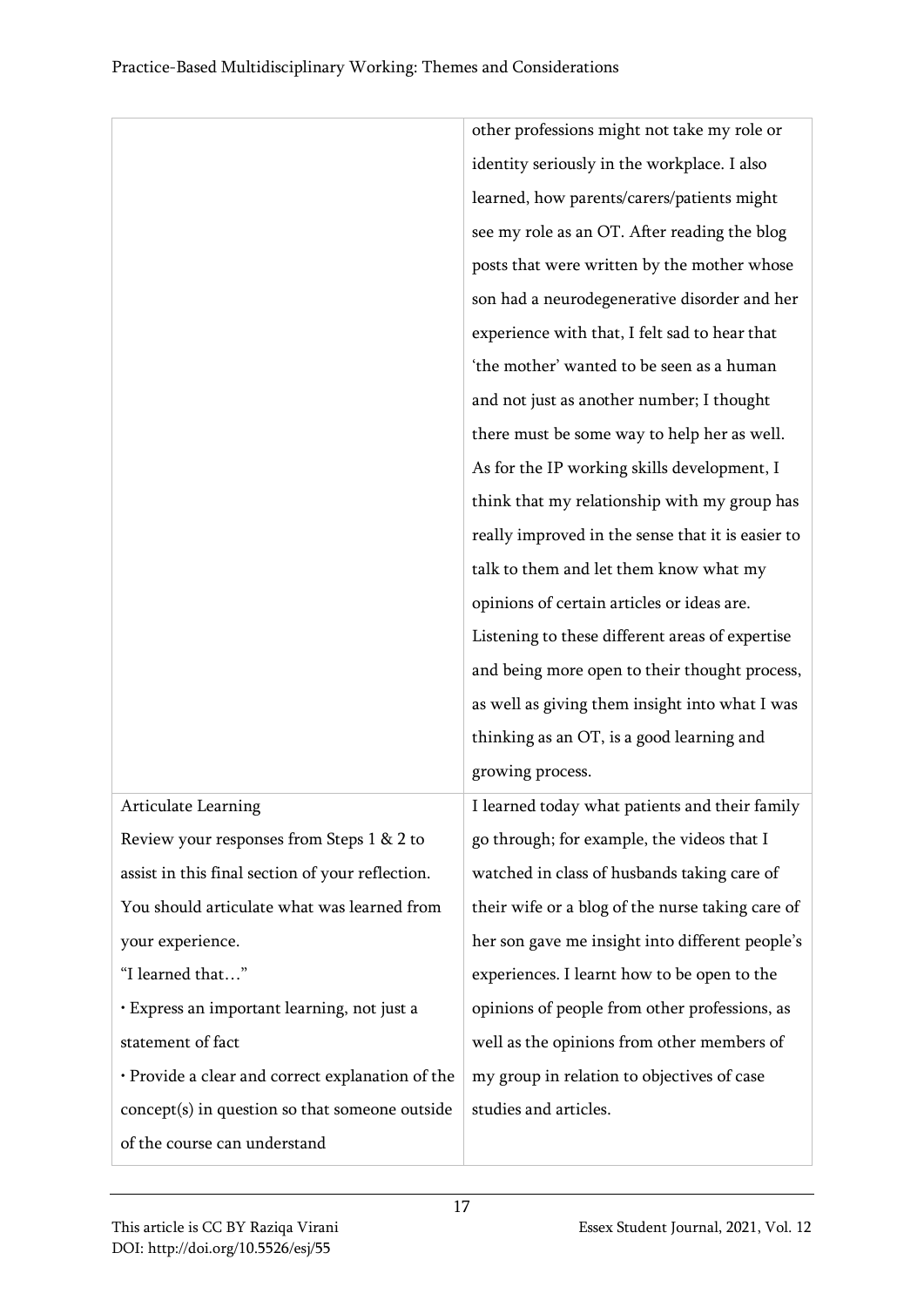| | |
|---|---|
| | other professions might not take my role or identity seriously in the workplace. I also learned, how parents/carers/patients might see my role as an OT. After reading the blog posts that were written by the mother whose son had a neurodegenerative disorder and her experience with that, I felt sad to hear that 'the mother' wanted to be seen as a human and not just as another number; I thought there must be some way to help her as well. As for the IP working skills development, I think that my relationship with my group has really improved in the sense that it is easier to talk to them and let them know what my opinions of certain articles or ideas are. Listening to these different areas of expertise and being more open to their thought process, as well as giving them insight into what I was thinking as an OT, is a good learning and growing process. |
| Articulate Learning<br>Review your responses from Steps 1 & 2 to assist in this final section of your reflection. You should articulate what was learned from your experience.<br>"I learned that…"<br>• Express an important learning, not just a statement of fact<br>• Provide a clear and correct explanation of the concept(s) in question so that someone outside of the course can understand | I learned today what patients and their family go through; for example, the videos that I watched in class of husbands taking care of their wife or a blog of the nurse taking care of her son gave me insight into different people's experiences. I learnt how to be open to the opinions of people from other professions, as well as the opinions from other members of my group in relation to objectives of case studies and articles. |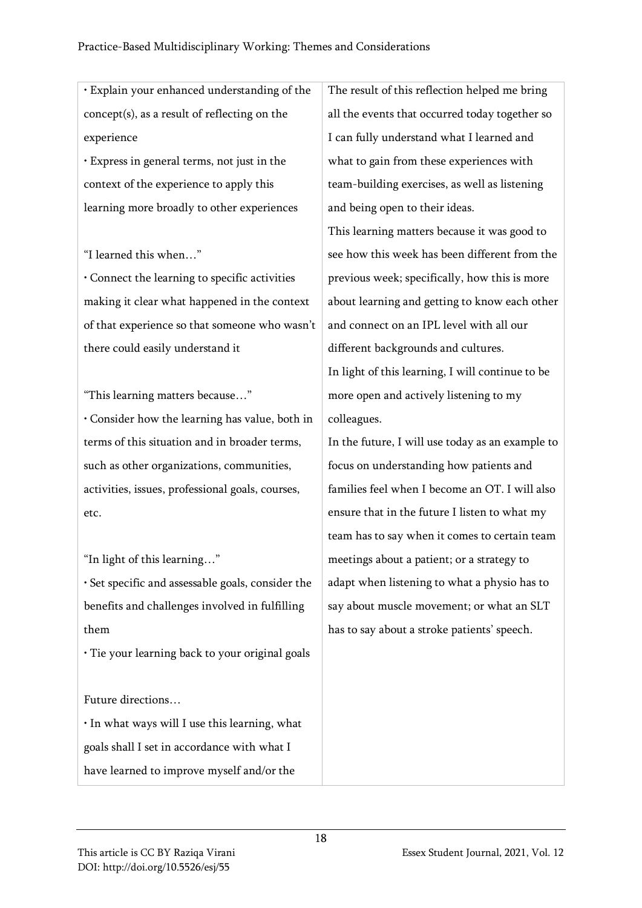| | |
|---|---|
| • Explain your enhanced understanding of the concept(s), as a result of reflecting on the experience<br>• Express in general terms, not just in the context of the experience to apply this learning more broadly to other experiences<br><br>"I learned this when…"<br>• Connect the learning to specific activities making it clear what happened in the context of that experience so that someone who wasn't there could easily understand it<br><br>"This learning matters because…"<br>• Consider how the learning has value, both in terms of this situation and in broader terms, such as other organizations, communities, activities, issues, professional goals, courses, etc.<br><br>"In light of this learning…"<br>• Set specific and assessable goals, consider the benefits and challenges involved in fulfilling them<br>• Tie your learning back to your original goals<br><br>Future directions…<br>• In what ways will I use this learning, what goals shall I set in accordance with what I have learned to improve myself and/or the | The result of this reflection helped me bring all the events that occurred today together so I can fully understand what I learned and what to gain from these experiences with team-building exercises, as well as listening and being open to their ideas.<br>This learning matters because it was good to see how this week has been different from the previous week; specifically, how this is more about learning and getting to know each other and connect on an IPL level with all our different backgrounds and cultures.<br>In light of this learning, I will continue to be more open and actively listening to my colleagues.<br>In the future, I will use today as an example to focus on understanding how patients and families feel when I become an OT. I will also ensure that in the future I listen to what my team has to say when it comes to certain team meetings about a patient; or a strategy to adapt when listening to what a physio has to say about muscle movement; or what an SLT has to say about a stroke patients' speech. |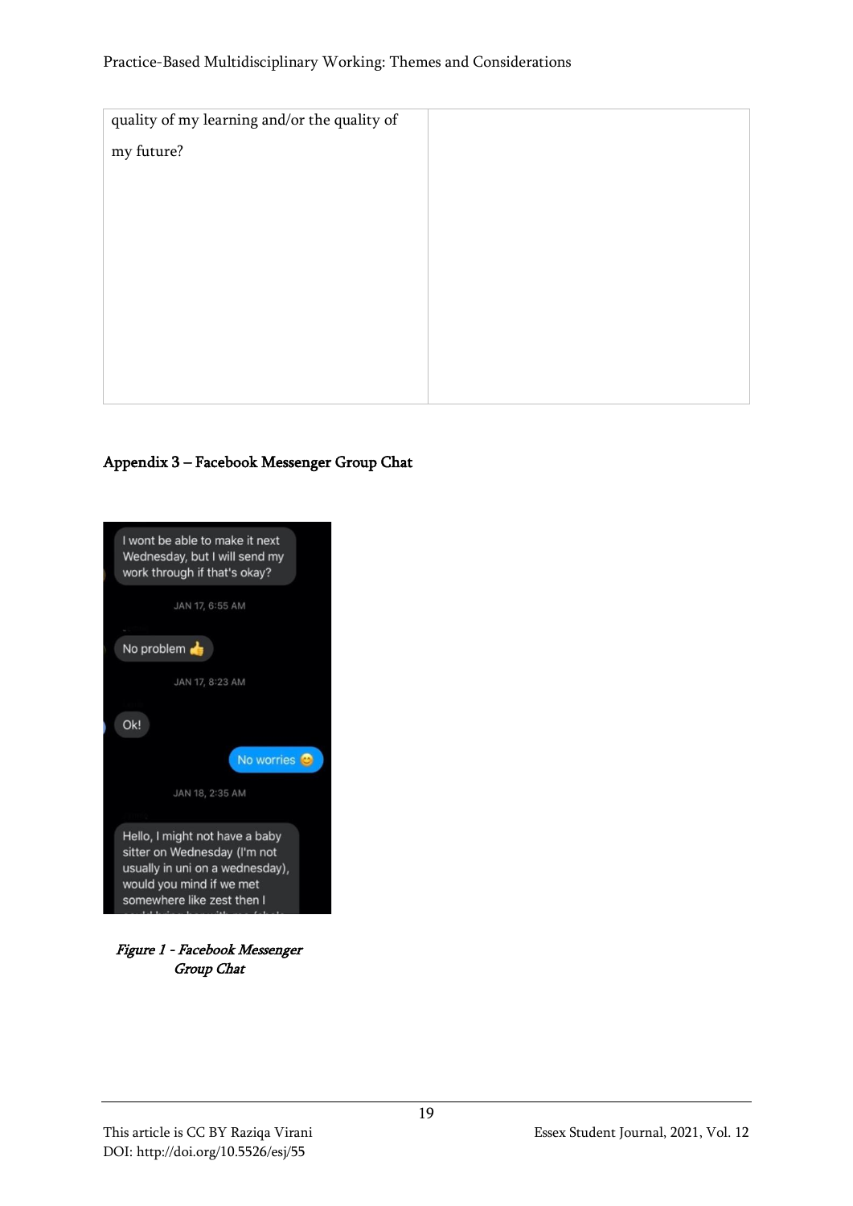| quality of my learning and/or the quality of my future? | |
|---|---|

## Appendix 3 – Facebook Messenger Group Chat

*Figure 1 - Facebook Messenger Group Chat*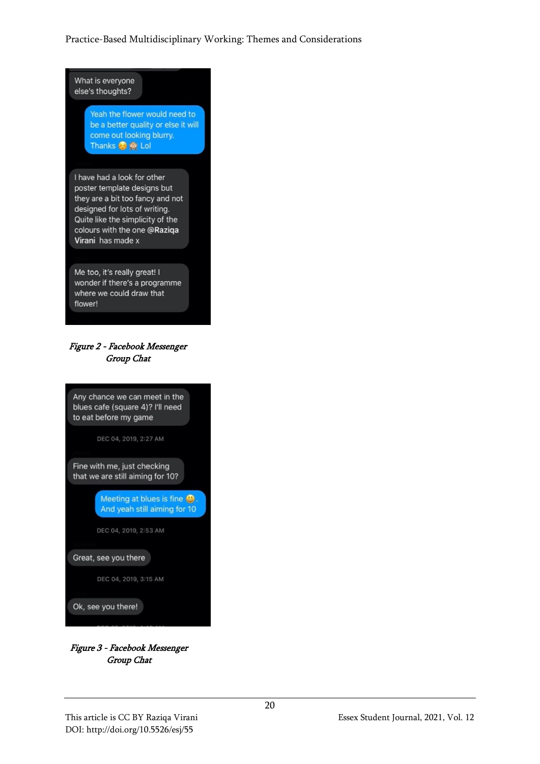What is everyone else's thoughts?

Yeah the flower would need to be a better quality or else it will come out looking blurry. Thanks 😊 🙈 Lol

I have had a look for other poster template designs but they are a bit too fancy and not designed for lots of writing. Quite like the simplicity of the colours with the one **@Raziqa Virani** has made x

Me too, it's really great! I wonder if there's a programme where we could draw that flower!

*Figure 2 - Facebook Messenger Group Chat*

Any chance we can meet in the blues cafe (square 4)? I'll need to eat before my game

DEC 04, 2019, 2:27 AM

Fine with me, just checking that we are still aiming for 10?

Meeting at blues is fine 😃. And yeah still aiming for 10

DEC 04, 2019, 2:53 AM

Great, see you there

DEC 04, 2019, 3:15 AM

Ok, see you there!

*Figure 3 - Facebook Messenger Group Chat*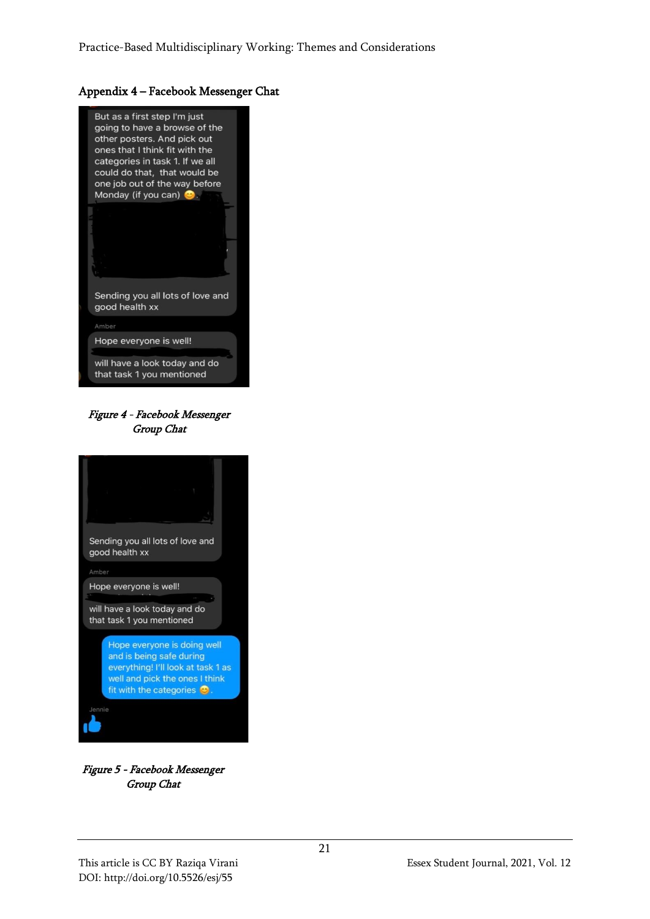## Appendix 4 – Facebook Messenger Chat

But as a first step I'm just going to have a browse of the other posters. And pick out ones that I think fit with the categories in task 1. If we all could do that, that would be one job out of the way before Monday (if you can) 😊

Sending you all lots of love and good health xx

Amber

Hope everyone is well!

will have a look today and do that task 1 you mentioned

*Figure 4 - Facebook Messenger Group Chat*

Sending you all lots of love and good health xx

Amber

Hope everyone is well!

will have a look today and do that task 1 you mentioned

Hope everyone is doing well and is being safe during everything! I'll look at task 1 as well and pick the ones I think fit with the categories 😊

Jennie

*Figure 5 - Facebook Messenger Group Chat*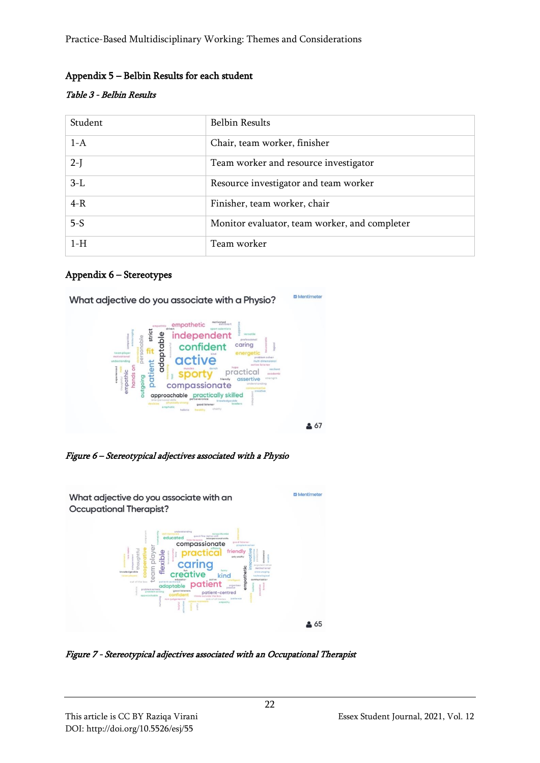## Appendix 5 – Belbin Results for each student

*Table 3 - Belbin Results*

| Student | Belbin Results |
|---|---|
| 1-A | Chair, team worker, finisher |
| 2-J | Team worker and resource investigator |
| 3-L | Resource investigator and team worker |
| 4-R | Finisher, team worker, chair |
| 5-S | Monitor evaluator, team worker, and completer |
| 1-H | Team worker |

## Appendix 6 – Stereotypes

*Figure 6 – Stereotypical adjectives associated with a Physio*

*Figure 7 - Stereotypical adjectives associated with an Occupational Therapist*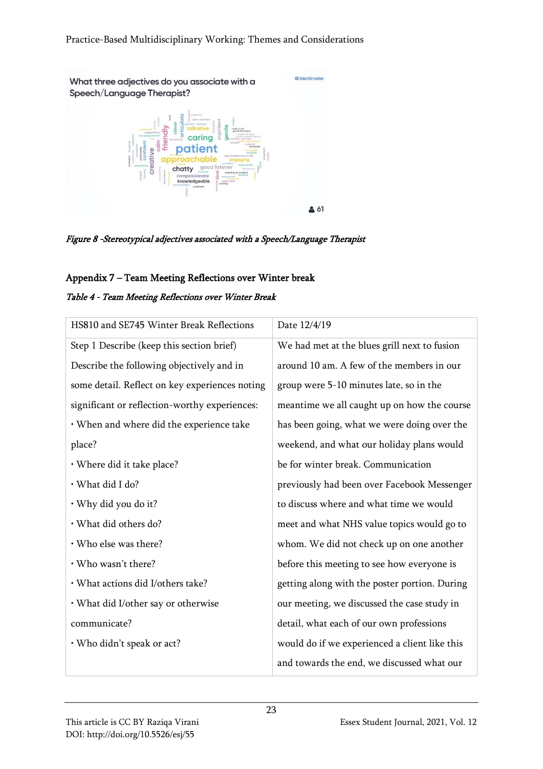*Figure 8 -Stereotypical adjectives associated with a Speech/Language Therapist*

## Appendix 7 – Team Meeting Reflections over Winter break

*Table 4 - Team Meeting Reflections over Winter Break*

| HS810 and SE745 Winter Break Reflections | Date 12/4/19 |
| --- | --- |
| Step 1 Describe (keep this section brief)<br>Describe the following objectively and in some detail. Reflect on key experiences noting significant or reflection-worthy experiences:<br>• When and where did the experience take place?<br>• Where did it take place?<br>• What did I do?<br>• Why did you do it?<br>• What did others do?<br>• Who else was there?<br>• Who wasn't there?<br>• What actions did I/others take?<br>• What did I/other say or otherwise communicate?<br>• Who didn't speak or act? | We had met at the blues grill next to fusion around 10 am. A few of the members in our group were 5-10 minutes late, so in the meantime we all caught up on how the course has been going, what we were doing over the weekend, and what our holiday plans would be for winter break. Communication previously had been over Facebook Messenger to discuss where and what time we would meet and what NHS value topics would go to whom. We did not check up on one another before this meeting to see how everyone is getting along with the poster portion. During our meeting, we discussed the case study in detail, what each of our own professions would do if we experienced a client like this and towards the end, we discussed what our |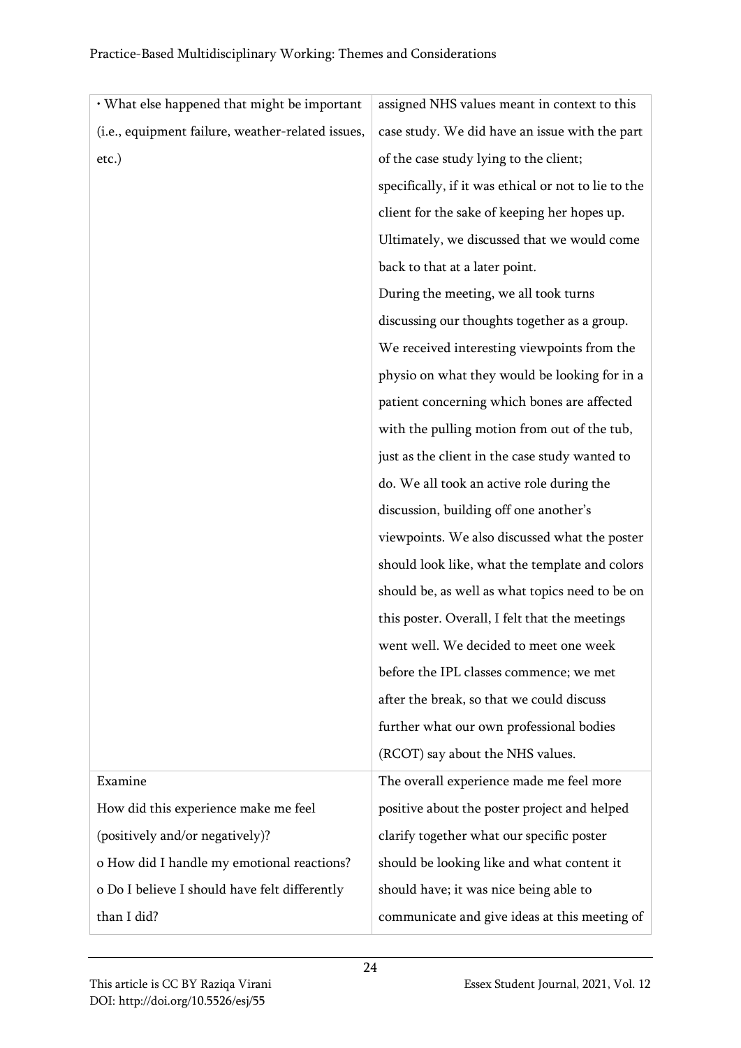| | |
|---|---|
| • What else happened that might be important (i.e., equipment failure, weather-related issues, etc.) | assigned NHS values meant in context to this case study. We did have an issue with the part of the case study lying to the client; specifically, if it was ethical or not to lie to the client for the sake of keeping her hopes up. Ultimately, we discussed that we would come back to that at a later point.<br>During the meeting, we all took turns discussing our thoughts together as a group. We received interesting viewpoints from the physio on what they would be looking for in a patient concerning which bones are affected with the pulling motion from out of the tub, just as the client in the case study wanted to do. We all took an active role during the discussion, building off one another's viewpoints. We also discussed what the poster should look like, what the template and colors should be, as well as what topics need to be on this poster. Overall, I felt that the meetings went well. We decided to meet one week before the IPL classes commence; we met after the break, so that we could discuss further what our own professional bodies (RCOT) say about the NHS values. |
| Examine<br>How did this experience make me feel (positively and/or negatively)?<br>o How did I handle my emotional reactions?<br>o Do I believe I should have felt differently than I did? | The overall experience made me feel more positive about the poster project and helped clarify together what our specific poster should be looking like and what content it should have; it was nice being able to communicate and give ideas at this meeting of |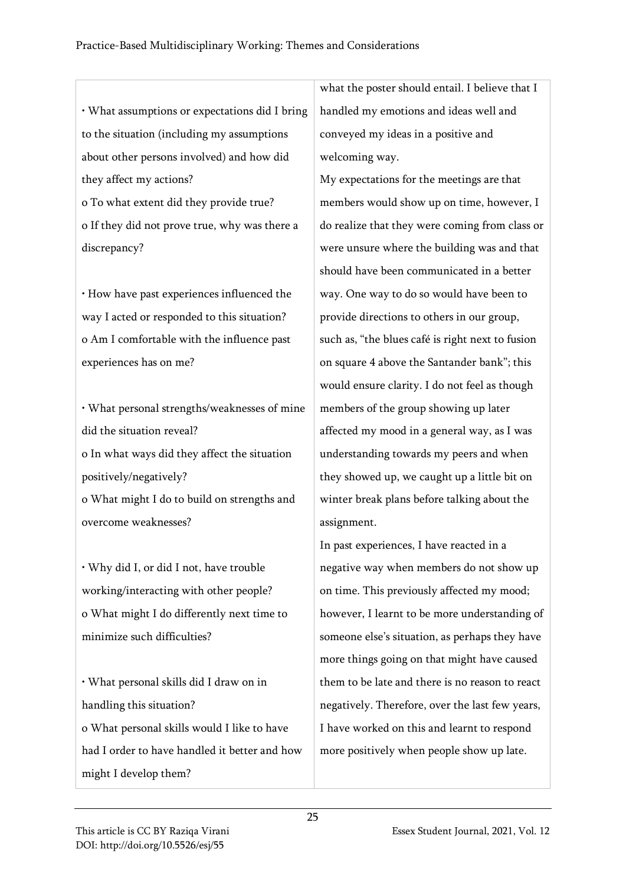| | |
|---|---|
| • What assumptions or expectations did I bring to the situation (including my assumptions about other persons involved) and how did they affect my actions?<br>o To what extent did they provide true?<br>o If they did not prove true, why was there a discrepancy?<br><br>• How have past experiences influenced the way I acted or responded to this situation?<br>o Am I comfortable with the influence past experiences has on me?<br><br>• What personal strengths/weaknesses of mine did the situation reveal?<br>o In what ways did they affect the situation positively/negatively?<br>o What might I do to build on strengths and overcome weaknesses?<br><br>• Why did I, or did I not, have trouble working/interacting with other people?<br>o What might I do differently next time to minimize such difficulties?<br><br>• What personal skills did I draw on in handling this situation?<br>o What personal skills would I like to have had I order to have handled it better and how might I develop them? | what the poster should entail. I believe that I handled my emotions and ideas well and conveyed my ideas in a positive and welcoming way.<br>My expectations for the meetings are that members would show up on time, however, I do realize that they were coming from class or were unsure where the building was and that should have been communicated in a better way. One way to do so would have been to provide directions to others in our group, such as, "the blues café is right next to fusion on square 4 above the Santander bank"; this would ensure clarity. I do not feel as though members of the group showing up later affected my mood in a general way, as I was understanding towards my peers and when they showed up, we caught up a little bit on winter break plans before talking about the assignment.<br>In past experiences, I have reacted in a negative way when members do not show up on time. This previously affected my mood; however, I learnt to be more understanding of someone else's situation, as perhaps they have more things going on that might have caused them to be late and there is no reason to react negatively. Therefore, over the last few years, I have worked on this and learnt to respond more positively when people show up late. |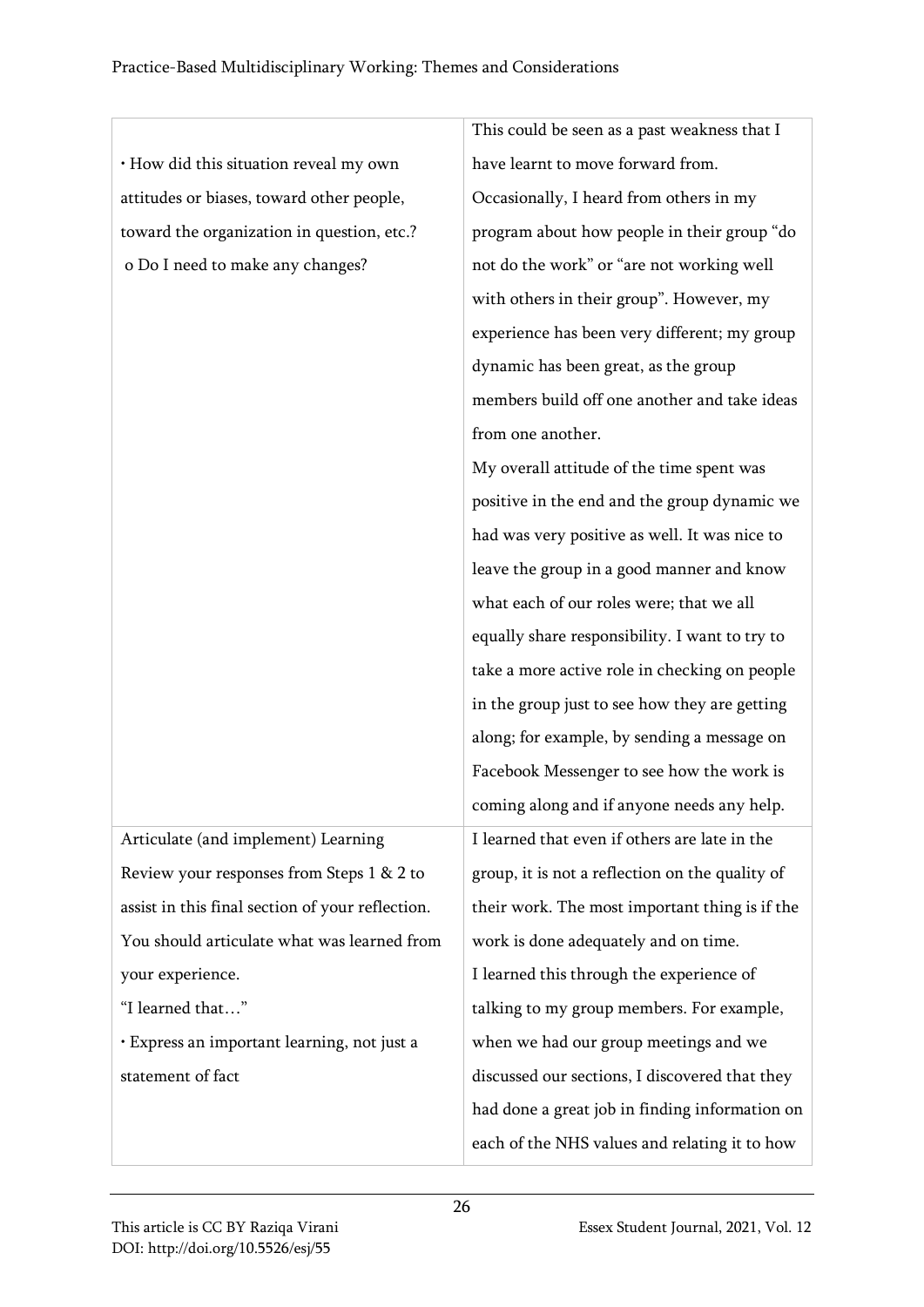| | |
|---|---|
| • How did this situation reveal my own attitudes or biases, toward other people, toward the organization in question, etc.?<br>o Do I need to make any changes? | This could be seen as a past weakness that I have learnt to move forward from. Occasionally, I heard from others in my program about how people in their group "do not do the work" or "are not working well with others in their group". However, my experience has been very different; my group dynamic has been great, as the group members build off one another and take ideas from one another.<br>My overall attitude of the time spent was positive in the end and the group dynamic we had was very positive as well. It was nice to leave the group in a good manner and know what each of our roles were; that we all equally share responsibility. I want to try to take a more active role in checking on people in the group just to see how they are getting along; for example, by sending a message on Facebook Messenger to see how the work is coming along and if anyone needs any help. |
| Articulate (and implement) Learning<br>Review your responses from Steps 1 & 2 to assist in this final section of your reflection. You should articulate what was learned from your experience.<br>"I learned that…"<br>• Express an important learning, not just a statement of fact | I learned that even if others are late in the group, it is not a reflection on the quality of their work. The most important thing is if the work is done adequately and on time.<br>I learned this through the experience of talking to my group members. For example, when we had our group meetings and we discussed our sections, I discovered that they had done a great job in finding information on each of the NHS values and relating it to how |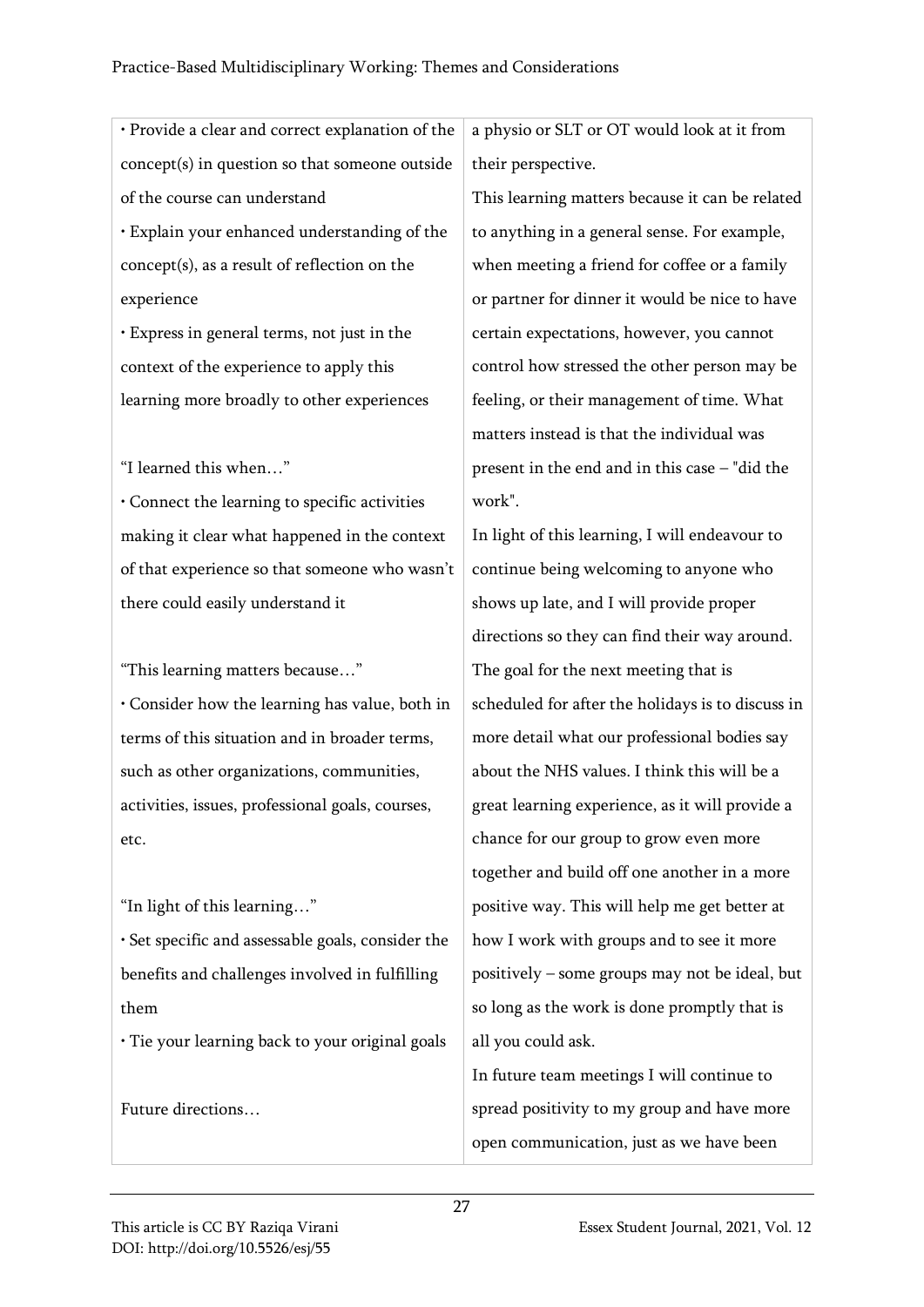| • Provide a clear and correct explanation of the concept(s) in question so that someone outside of the course can understand<br>• Explain your enhanced understanding of the concept(s), as a result of reflection on the experience<br>• Express in general terms, not just in the context of the experience to apply this learning more broadly to other experiences<br><br>"I learned this when…"<br>• Connect the learning to specific activities making it clear what happened in the context of that experience so that someone who wasn't there could easily understand it<br><br>"This learning matters because…"<br>• Consider how the learning has value, both in terms of this situation and in broader terms, such as other organizations, communities, activities, issues, professional goals, courses, etc.<br><br>"In light of this learning…"<br>• Set specific and assessable goals, consider the benefits and challenges involved in fulfilling them<br>• Tie your learning back to your original goals<br><br>Future directions… | a physio or SLT or OT would look at it from their perspective.<br>This learning matters because it can be related to anything in a general sense. For example, when meeting a friend for coffee or a family or partner for dinner it would be nice to have certain expectations, however, you cannot control how stressed the other person may be feeling, or their management of time. What matters instead is that the individual was present in the end and in this case – "did the work".<br>In light of this learning, I will endeavour to continue being welcoming to anyone who shows up late, and I will provide proper directions so they can find their way around. The goal for the next meeting that is scheduled for after the holidays is to discuss in more detail what our professional bodies say about the NHS values. I think this will be a great learning experience, as it will provide a chance for our group to grow even more together and build off one another in a more positive way. This will help me get better at how I work with groups and to see it more positively – some groups may not be ideal, but so long as the work is done promptly that is all you could ask.<br>In future team meetings I will continue to spread positivity to my group and have more open communication, just as we have been |
|---|---|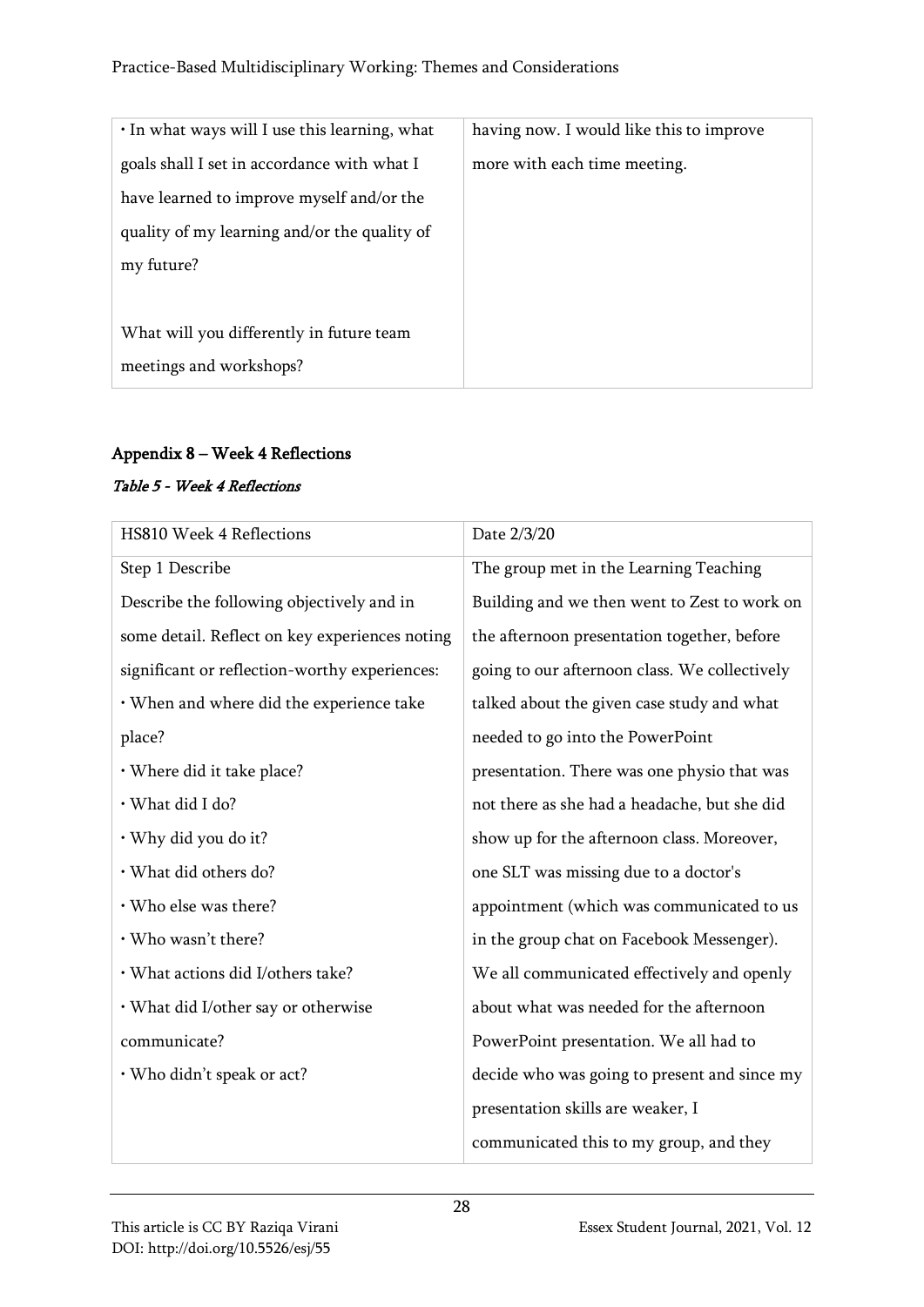| | |
|---|---|
| • In what ways will I use this learning, what goals shall I set in accordance with what I have learned to improve myself and/or the quality of my learning and/or the quality of my future?<br><br>What will you differently in future team meetings and workshops? | having now. I would like this to improve more with each time meeting. |

### Appendix 8 – Week 4 Reflections

***Table 5 - Week 4 Reflections***

| HS810 Week 4 Reflections | Date 2/3/20 |
|---|---|
| Step 1 Describe<br>Describe the following objectively and in some detail. Reflect on key experiences noting significant or reflection-worthy experiences:<br>• When and where did the experience take place?<br>• Where did it take place?<br>• What did I do?<br>• Why did you do it?<br>• What did others do?<br>• Who else was there?<br>• Who wasn't there?<br>• What actions did I/others take?<br>• What did I/other say or otherwise communicate?<br>• Who didn't speak or act? | The group met in the Learning Teaching Building and we then went to Zest to work on the afternoon presentation together, before going to our afternoon class. We collectively talked about the given case study and what needed to go into the PowerPoint presentation. There was one physio that was not there as she had a headache, but she did show up for the afternoon class. Moreover, one SLT was missing due to a doctor's appointment (which was communicated to us in the group chat on Facebook Messenger). We all communicated effectively and openly about what was needed for the afternoon PowerPoint presentation. We all had to decide who was going to present and since my presentation skills are weaker, I communicated this to my group, and they |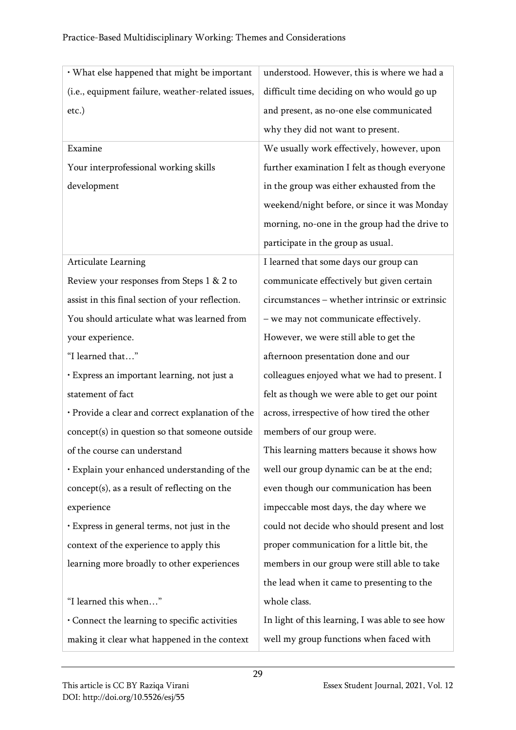| | |
|---|---|
| • What else happened that might be important (i.e., equipment failure, weather-related issues, etc.) | understood. However, this is where we had a difficult time deciding on who would go up and present, as no-one else communicated why they did not want to present. |
| Examine<br>Your interprofessional working skills development | We usually work effectively, however, upon further examination I felt as though everyone in the group was either exhausted from the weekend/night before, or since it was Monday morning, no-one in the group had the drive to participate in the group as usual. |
| Articulate Learning<br>Review your responses from Steps 1 & 2 to assist in this final section of your reflection. You should articulate what was learned from your experience.<br>"I learned that…"<br>• Express an important learning, not just a statement of fact<br>• Provide a clear and correct explanation of the concept(s) in question so that someone outside of the course can understand<br>• Explain your enhanced understanding of the concept(s), as a result of reflecting on the experience<br>• Express in general terms, not just in the context of the experience to apply this learning more broadly to other experiences<br><br>"I learned this when…"<br>• Connect the learning to specific activities making it clear what happened in the context | I learned that some days our group can communicate effectively but given certain circumstances – whether intrinsic or extrinsic – we may not communicate effectively. However, we were still able to get the afternoon presentation done and our colleagues enjoyed what we had to present. I felt as though we were able to get our point across, irrespective of how tired the other members of our group were.<br>This learning matters because it shows how well our group dynamic can be at the end; even though our communication has been impeccable most days, the day where we could not decide who should present and lost proper communication for a little bit, the members in our group were still able to take the lead when it came to presenting to the whole class.<br>In light of this learning, I was able to see how well my group functions when faced with |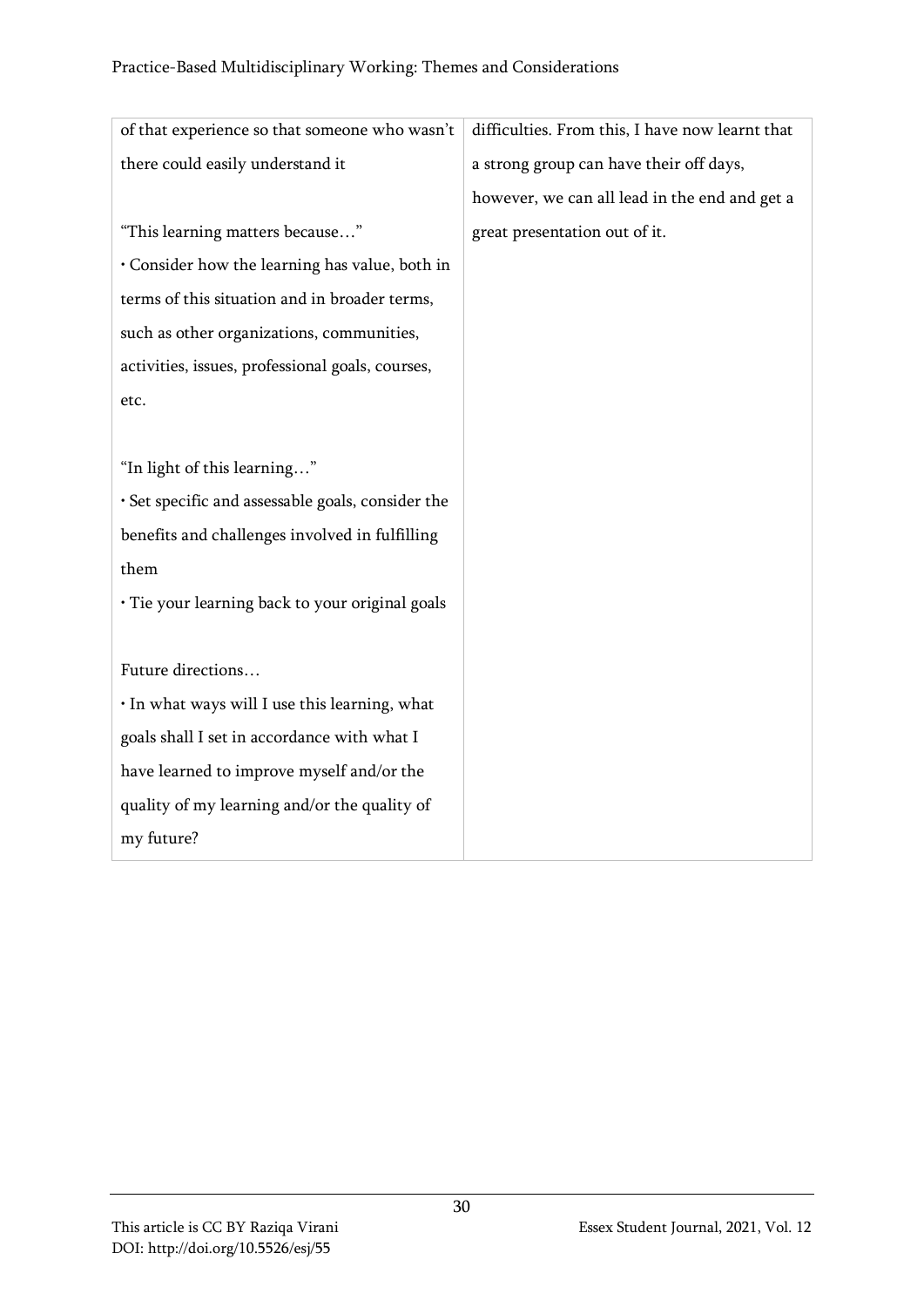| | |
|---|---|
| of that experience so that someone who wasn't there could easily understand it<br><br>"This learning matters because…"<br>• Consider how the learning has value, both in terms of this situation and in broader terms, such as other organizations, communities, activities, issues, professional goals, courses, etc.<br><br>"In light of this learning…"<br>• Set specific and assessable goals, consider the benefits and challenges involved in fulfilling them<br>• Tie your learning back to your original goals<br><br>Future directions…<br>• In what ways will I use this learning, what goals shall I set in accordance with what I have learned to improve myself and/or the quality of my learning and/or the quality of my future? | difficulties. From this, I have now learnt that a strong group can have their off days, however, we can all lead in the end and get a great presentation out of it. |